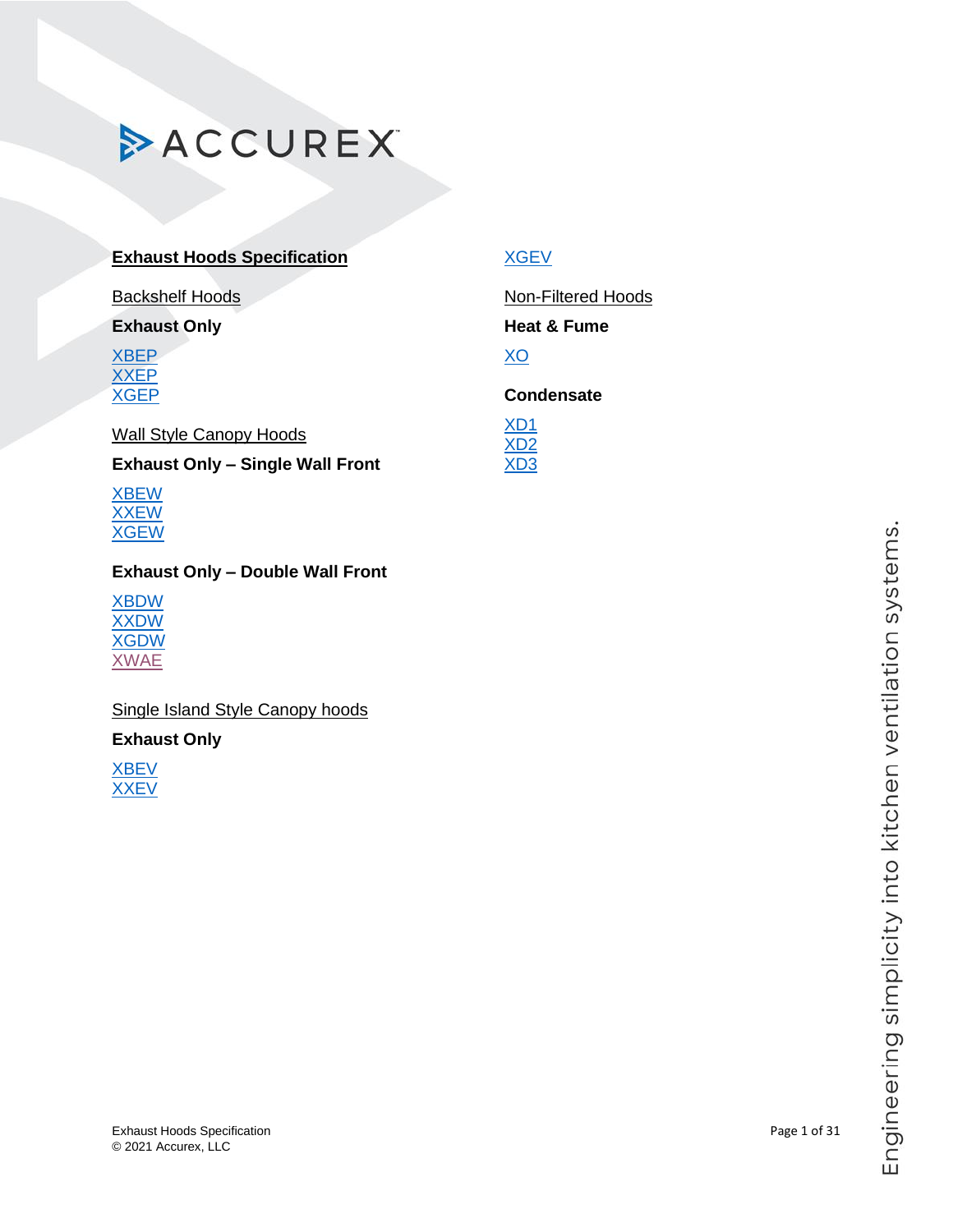ACCUREX™

# Exhaust Hoods Specification

## Backshelf Hoods

### Exhaust Only

- XBEP
- XXEP
- XGEP

## Wall Style Canopy Hoods

### Exhaust Only – Single Wall Front

- XBEW
- XXEW
- XGEW

### Exhaust Only – Double Wall Front

- XBDW
- XXDW
- XGDW
- XWAE

## Single Island Style Canopy hoods

### Exhaust Only

- XBEV
- XXEV
- XGEV

## Non-Filtered Hoods

### Heat & Fume

- XO

### Condensate

- XD1
- XD2
- XD3

Exhaust Hoods Specification
© 2021 Accurex, LLC

Engineering simplicity into kitchen ventilation systems.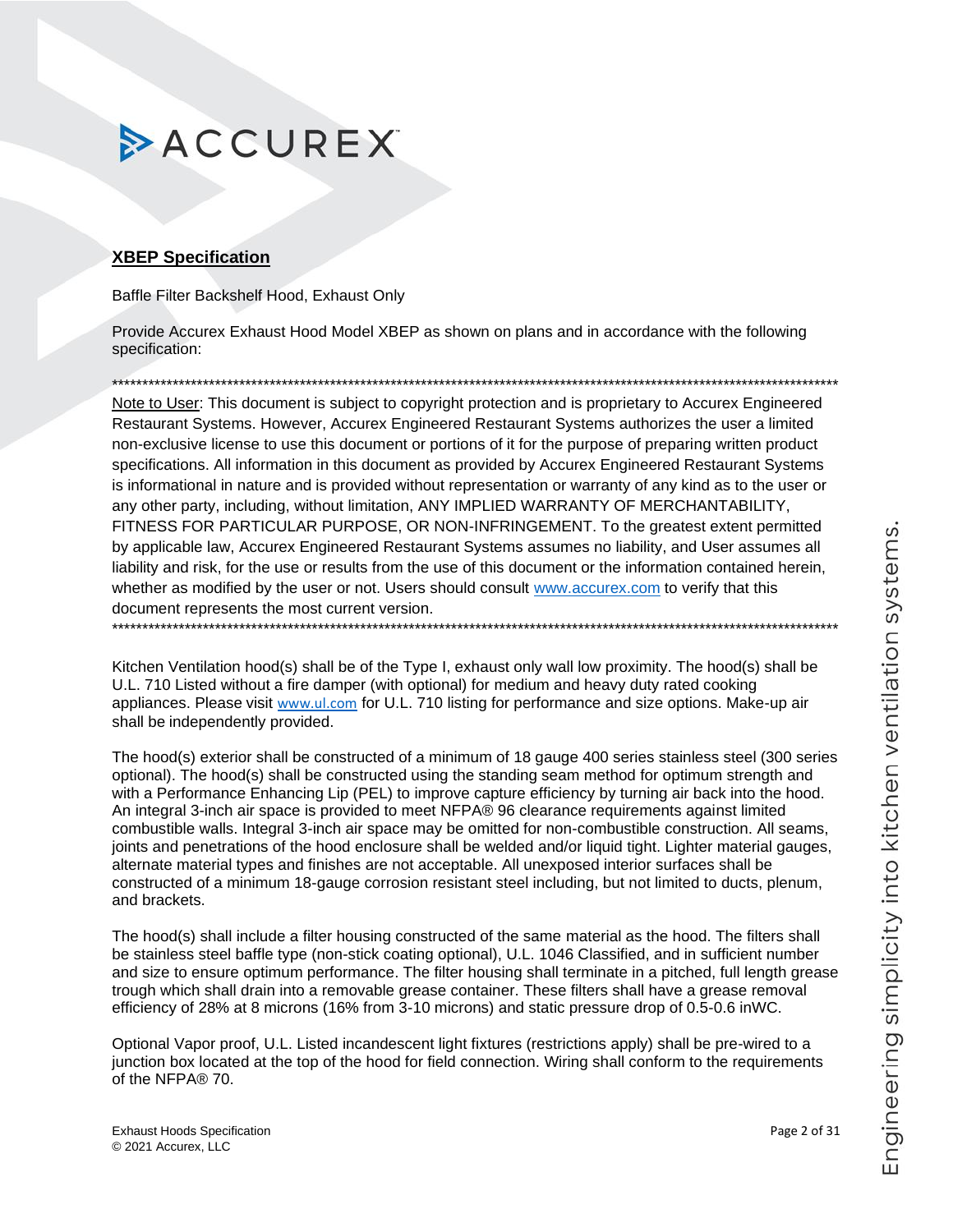ACCUREX

## XBEP Specification

Baffle Filter Backshelf Hood, Exhaust Only

Provide Accurex Exhaust Hood Model XBEP as shown on plans and in accordance with the following specification:

***********************************************************************************************************************************

Note to User: This document is subject to copyright protection and is proprietary to Accurex Engineered Restaurant Systems. However, Accurex Engineered Restaurant Systems authorizes the user a limited non-exclusive license to use this document or portions of it for the purpose of preparing written product specifications. All information in this document as provided by Accurex Engineered Restaurant Systems is informational in nature and is provided without representation or warranty of any kind as to the user or any other party, including, without limitation, ANY IMPLIED WARRANTY OF MERCHANTABILITY, FITNESS FOR PARTICULAR PURPOSE, OR NON-INFRINGEMENT. To the greatest extent permitted by applicable law, Accurex Engineered Restaurant Systems assumes no liability, and User assumes all liability and risk, for the use or results from the use of this document or the information contained herein, whether as modified by the user or not. Users should consult www.accurex.com to verify that this document represents the most current version.

***********************************************************************************************************************************

Kitchen Ventilation hood(s) shall be of the Type I, exhaust only wall low proximity. The hood(s) shall be U.L. 710 Listed without a fire damper (with optional) for medium and heavy duty rated cooking appliances. Please visit www.ul.com for U.L. 710 listing for performance and size options. Make-up air shall be independently provided.

The hood(s) exterior shall be constructed of a minimum of 18 gauge 400 series stainless steel (300 series optional). The hood(s) shall be constructed using the standing seam method for optimum strength and with a Performance Enhancing Lip (PEL) to improve capture efficiency by turning air back into the hood. An integral 3-inch air space is provided to meet NFPA® 96 clearance requirements against limited combustible walls. Integral 3-inch air space may be omitted for non-combustible construction. All seams, joints and penetrations of the hood enclosure shall be welded and/or liquid tight. Lighter material gauges, alternate material types and finishes are not acceptable. All unexposed interior surfaces shall be constructed of a minimum 18-gauge corrosion resistant steel including, but not limited to ducts, plenum, and brackets.

The hood(s) shall include a filter housing constructed of the same material as the hood. The filters shall be stainless steel baffle type (non-stick coating optional), U.L. 1046 Classified, and in sufficient number and size to ensure optimum performance. The filter housing shall terminate in a pitched, full length grease trough which shall drain into a removable grease container. These filters shall have a grease removal efficiency of 28% at 8 microns (16% from 3-10 microns) and static pressure drop of 0.5-0.6 inWC.

Optional Vapor proof, U.L. Listed incandescent light fixtures (restrictions apply) shall be pre-wired to a junction box located at the top of the hood for field connection. Wiring shall conform to the requirements of the NFPA® 70.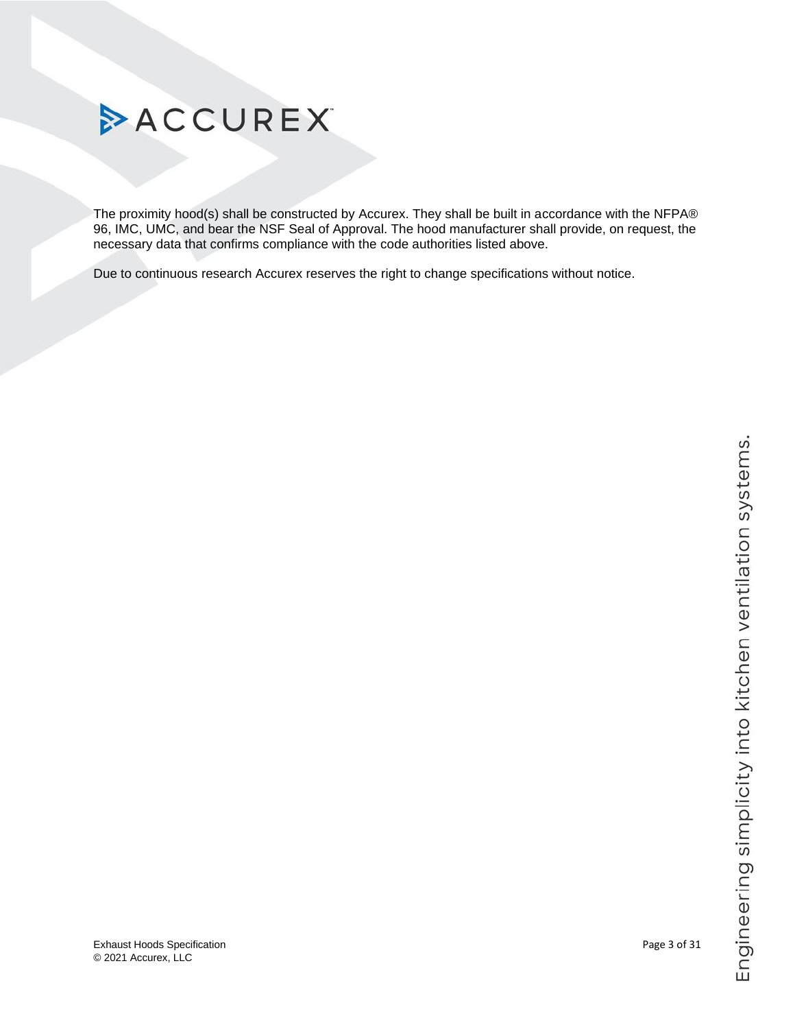The proximity hood(s) shall be constructed by Accurex. They shall be built in accordance with the NFPA® 96, IMC, UMC, and bear the NSF Seal of Approval. The hood manufacturer shall provide, on request, the necessary data that confirms compliance with the code authorities listed above.

Due to continuous research Accurex reserves the right to change specifications without notice.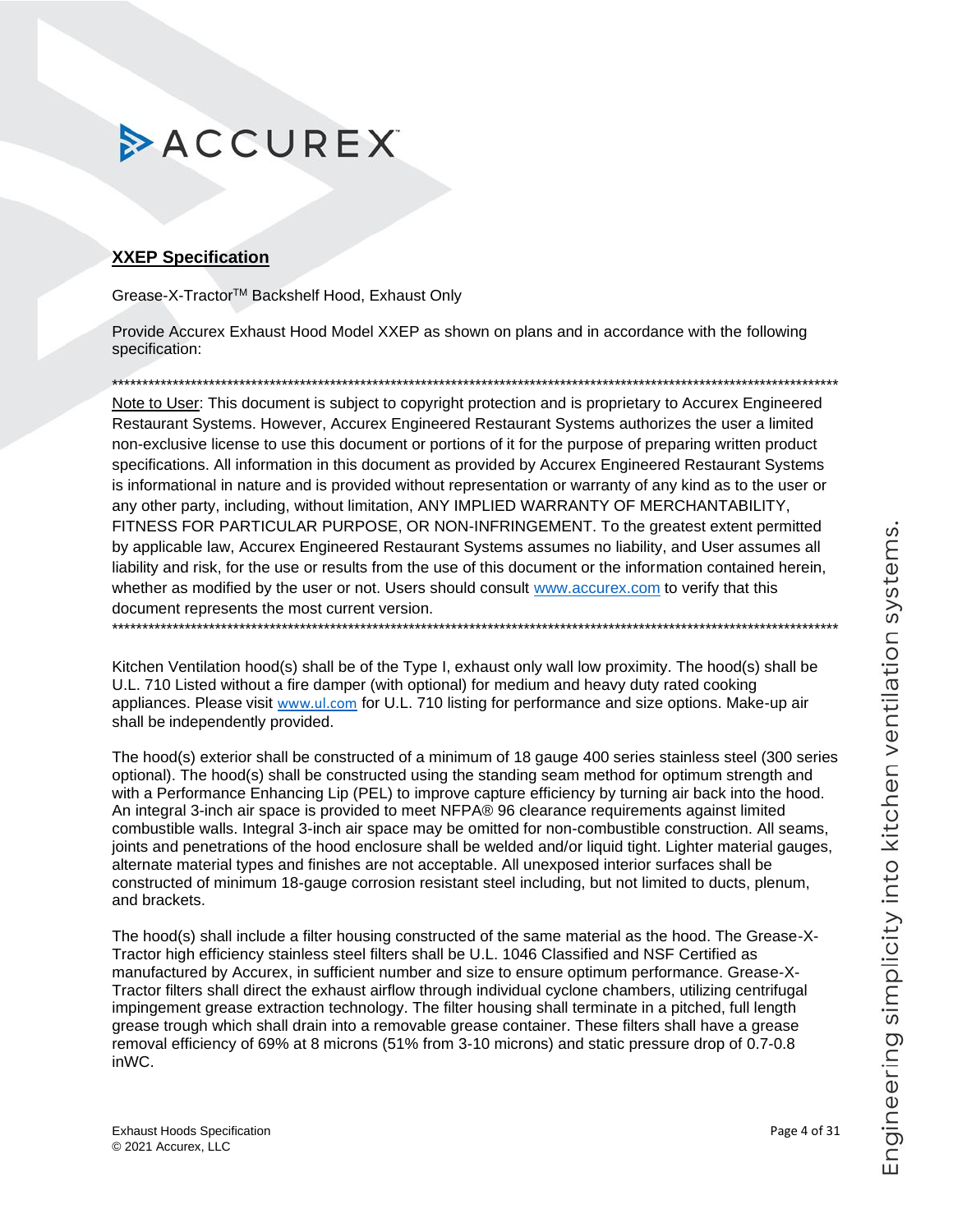## XXEP Specification

Grease-X-Tractor™ Backshelf Hood, Exhaust Only

Provide Accurex Exhaust Hood Model XXEP as shown on plans and in accordance with the following specification:

*****************************************************************************************************************************

Note to User: This document is subject to copyright protection and is proprietary to Accurex Engineered Restaurant Systems. However, Accurex Engineered Restaurant Systems authorizes the user a limited non-exclusive license to use this document or portions of it for the purpose of preparing written product specifications. All information in this document as provided by Accurex Engineered Restaurant Systems is informational in nature and is provided without representation or warranty of any kind as to the user or any other party, including, without limitation, ANY IMPLIED WARRANTY OF MERCHANTABILITY, FITNESS FOR PARTICULAR PURPOSE, OR NON-INFRINGEMENT. To the greatest extent permitted by applicable law, Accurex Engineered Restaurant Systems assumes no liability, and User assumes all liability and risk, for the use or results from the use of this document or the information contained herein, whether as modified by the user or not. Users should consult www.accurex.com to verify that this document represents the most current version.

*****************************************************************************************************************************

Kitchen Ventilation hood(s) shall be of the Type I, exhaust only wall low proximity. The hood(s) shall be U.L. 710 Listed without a fire damper (with optional) for medium and heavy duty rated cooking appliances. Please visit www.ul.com for U.L. 710 listing for performance and size options. Make-up air shall be independently provided.

The hood(s) exterior shall be constructed of a minimum of 18 gauge 400 series stainless steel (300 series optional). The hood(s) shall be constructed using the standing seam method for optimum strength and with a Performance Enhancing Lip (PEL) to improve capture efficiency by turning air back into the hood. An integral 3-inch air space is provided to meet NFPA® 96 clearance requirements against limited combustible walls. Integral 3-inch air space may be omitted for non-combustible construction. All seams, joints and penetrations of the hood enclosure shall be welded and/or liquid tight. Lighter material gauges, alternate material types and finishes are not acceptable. All unexposed interior surfaces shall be constructed of minimum 18-gauge corrosion resistant steel including, but not limited to, ducts, plenum, and brackets.

The hood(s) shall include a filter housing constructed of the same material as the hood. The Grease-X-Tractor high efficiency stainless steel filters shall be U.L. 1046 Classified and NSF Certified as manufactured by Accurex, in sufficient number and size to ensure optimum performance. Grease-X-Tractor filters shall direct the exhaust airflow through individual cyclone chambers, utilizing centrifugal impingement grease extraction technology. The filter housing shall terminate in a pitched, full length grease trough which shall drain into a removable grease container. These filters shall have a grease removal efficiency of 69% at 8 microns (51% from 3-10 microns) and static pressure drop of 0.7-0.8 inWC.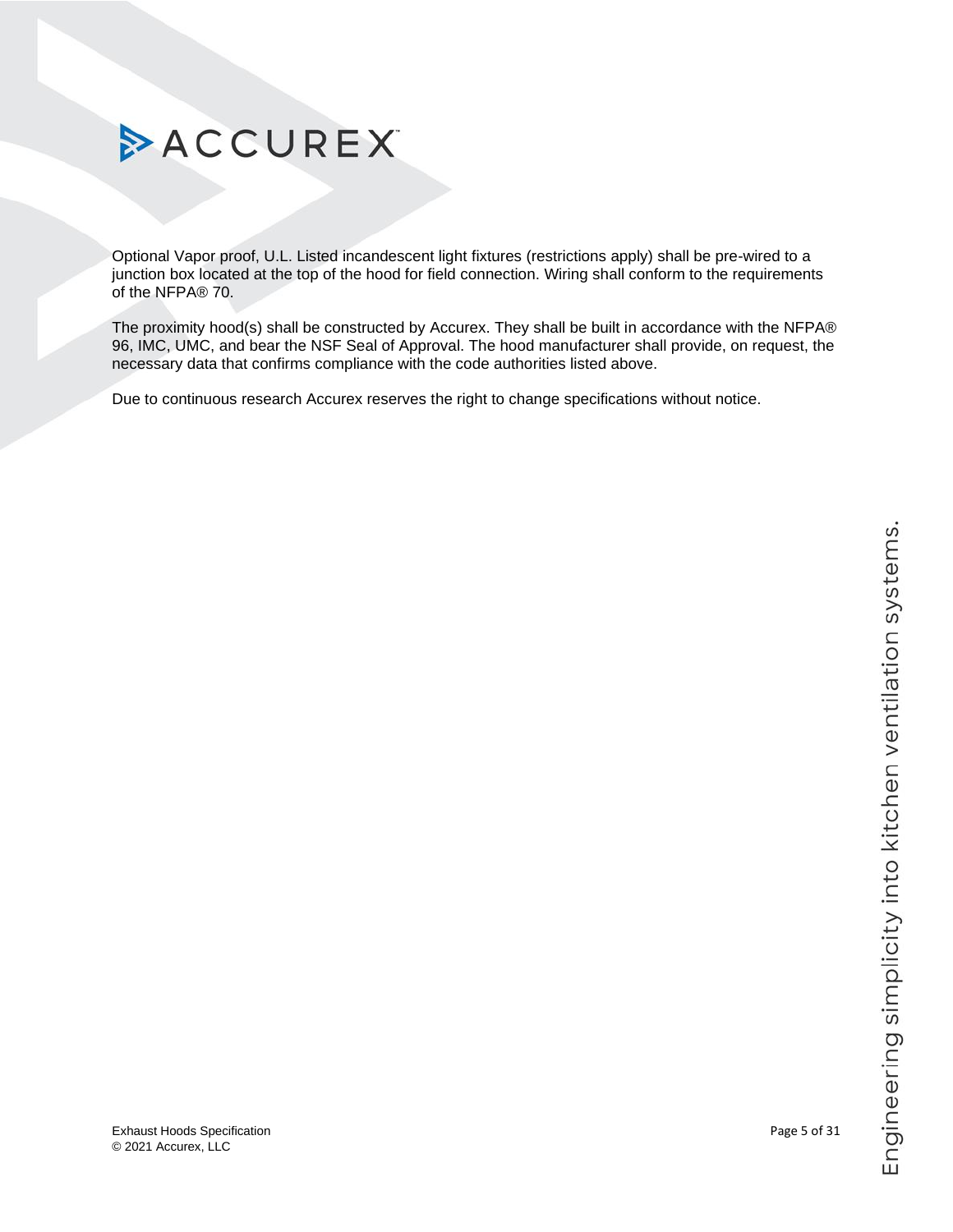Optional Vapor proof, U.L. Listed incandescent light fixtures (restrictions apply) shall be pre-wired to a junction box located at the top of the hood for field connection. Wiring shall conform to the requirements of the NFPA® 70.

The proximity hood(s) shall be constructed by Accurex. They shall be built in accordance with the NFPA® 96, IMC, UMC, and bear the NSF Seal of Approval. The hood manufacturer shall provide, on request, the necessary data that confirms compliance with the code authorities listed above.

Due to continuous research Accurex reserves the right to change specifications without notice.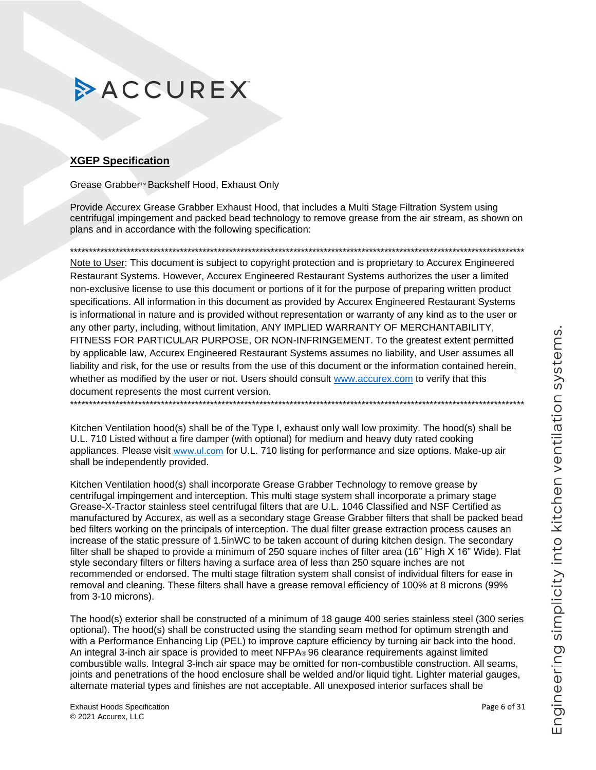**ACCUREX**

## XGEP Specification

Grease Grabber™ Backshelf Hood, Exhaust Only

Provide Accurex Grease Grabber Exhaust Hood, that includes a Multi Stage Filtration System using centrifugal impingement and packed bead technology to remove grease from the air stream, as shown on plans and in accordance with the following specification:

**********************************************************************************************************************************

Note to User: This document is subject to copyright protection and is proprietary to Accurex Engineered Restaurant Systems. However, Accurex Engineered Restaurant Systems authorizes the user a limited non-exclusive license to use this document or portions of it for the purpose of preparing written product specifications. All information in this document as provided by Accurex Engineered Restaurant Systems is informational in nature and is provided without representation or warranty of any kind as to the user or any other party, including, without limitation, ANY IMPLIED WARRANTY OF MERCHANTABILITY, FITNESS FOR PARTICULAR PURPOSE, OR NON-INFRINGEMENT. To the greatest extent permitted by applicable law, Accurex Engineered Restaurant Systems assumes no liability, and User assumes all liability and risk, for the use or results from the use of this document or the information contained herein, whether as modified by the user or not. Users should consult www.accurex.com to verify that this document represents the most current version.

**********************************************************************************************************************************

Kitchen Ventilation hood(s) shall be of the Type I, exhaust only wall low proximity. The hood(s) shall be U.L. 710 Listed without a fire damper (with optional) for medium and heavy duty rated cooking appliances. Please visit www.ul.com for U.L. 710 listing for performance and size options. Make-up air shall be independently provided.

Kitchen Ventilation hood(s) shall incorporate Grease Grabber Technology to remove grease by centrifugal impingement and interception. This multi stage system shall incorporate a primary stage Grease-X-Tractor stainless steel centrifugal filters that are U.L. 1046 Classified and NSF Certified as manufactured by Accurex, as well as a secondary stage Grease Grabber filters that shall be packed bead bed filters working on the principals of interception. The dual filter grease extraction process causes an increase of the static pressure of 1.5inWC to be taken account of during kitchen design. The secondary filter shall be shaped to provide a minimum of 250 square inches of filter area (16" High X 16" Wide). Flat style secondary filters or filters having a surface area of less than 250 square inches are not recommended or endorsed. The multi stage filtration system shall consist of individual filters for ease in removal and cleaning. These filters shall have a grease removal efficiency of 100% at 8 microns (99% from 3-10 microns).

The hood(s) exterior shall be constructed of a minimum of 18 gauge 400 series stainless steel (300 series optional). The hood(s) shall be constructed using the standing seam method for optimum strength and with a Performance Enhancing Lip (PEL) to improve capture efficiency by turning air back into the hood. An integral 3-inch air space is provided to meet NFPA® 96 clearance requirements against limited combustible walls. Integral 3-inch air space may be omitted for non-combustible construction. All seams, joints and penetrations of the hood enclosure shall be welded and/or liquid tight. Lighter material gauges, alternate material types and finishes are not acceptable. All unexposed interior surfaces shall be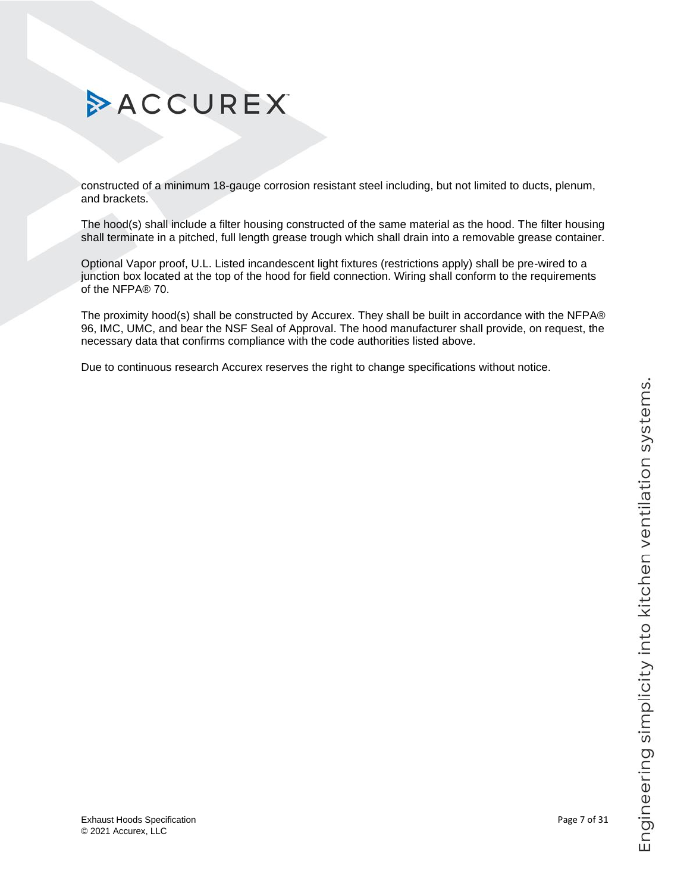constructed of a minimum 18-gauge corrosion resistant steel including, but not limited to ducts, plenum, and brackets.

The hood(s) shall include a filter housing constructed of the same material as the hood. The filter housing shall terminate in a pitched, full length grease trough which shall drain into a removable grease container.

Optional Vapor proof, U.L. Listed incandescent light fixtures (restrictions apply) shall be pre-wired to a junction box located at the top of the hood for field connection. Wiring shall conform to the requirements of the NFPA® 70.

The proximity hood(s) shall be constructed by Accurex. They shall be built in accordance with the NFPA® 96, IMC, UMC, and bear the NSF Seal of Approval. The hood manufacturer shall provide, on request, the necessary data that confirms compliance with the code authorities listed above.

Due to continuous research Accurex reserves the right to change specifications without notice.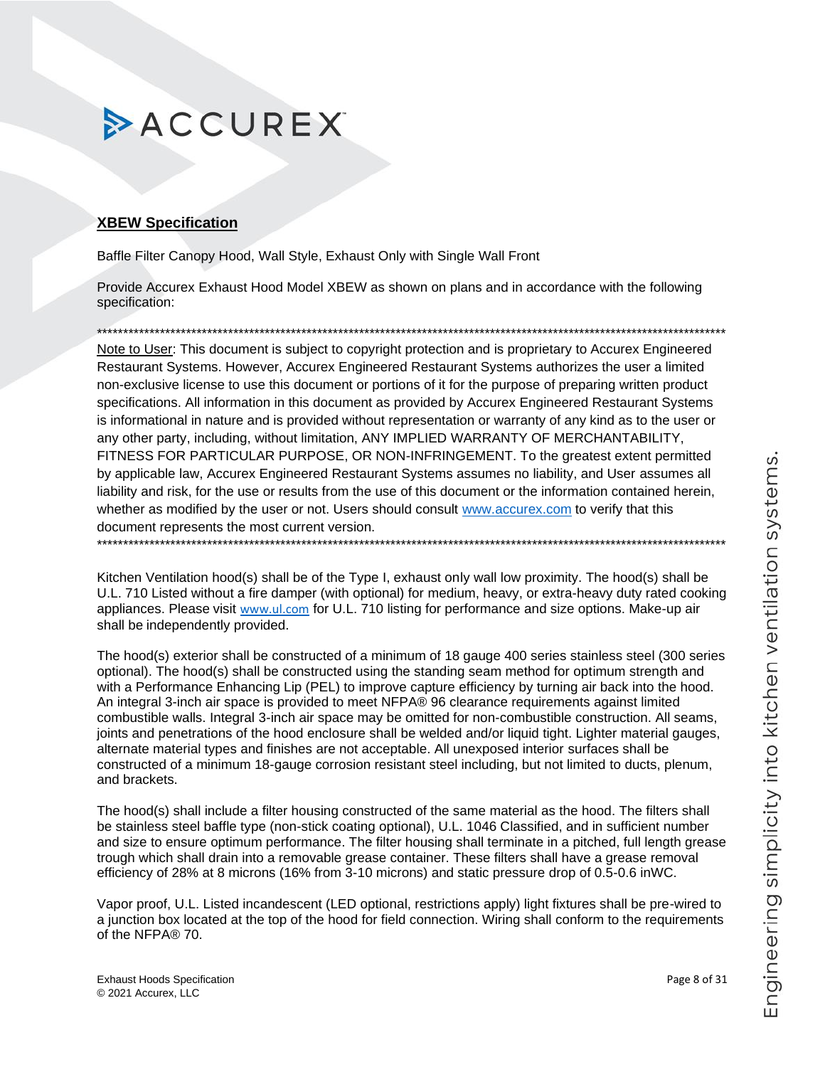ACCUREX

## XBEW Specification

Baffle Filter Canopy Hood, Wall Style, Exhaust Only with Single Wall Front

Provide Accurex Exhaust Hood Model XBEW as shown on plans and in accordance with the following specification:

***************************************************************************************************************************

Note to User: This document is subject to copyright protection and is proprietary to Accurex Engineered Restaurant Systems. However, Accurex Engineered Restaurant Systems authorizes the user a limited non-exclusive license to use this document or portions of it for the purpose of preparing written product specifications. All information in this document as provided by Accurex Engineered Restaurant Systems is informational in nature and is provided without representation or warranty of any kind as to the user or any other party, including, without limitation, ANY IMPLIED WARRANTY OF MERCHANTABILITY, FITNESS FOR PARTICULAR PURPOSE, OR NON-INFRINGEMENT. To the greatest extent permitted by applicable law, Accurex Engineered Restaurant Systems assumes no liability, and User assumes all liability and risk, for the use or results from the use of this document or the information contained herein, whether as modified by the user or not. Users should consult www.accurex.com to verify that this document represents the most current version.

***************************************************************************************************************************

Kitchen Ventilation hood(s) shall be of the Type I, exhaust only wall low proximity. The hood(s) shall be U.L. 710 Listed without a fire damper (with optional) for medium, heavy, or extra-heavy duty rated cooking appliances. Please visit www.ul.com for U.L. 710 listing for performance and size options. Make-up air shall be independently provided.

The hood(s) exterior shall be constructed of a minimum of 18 gauge 400 series stainless steel (300 series optional). The hood(s) shall be constructed using the standing seam method for optimum strength and with a Performance Enhancing Lip (PEL) to improve capture efficiency by turning air back into the hood. An integral 3-inch air space is provided to meet NFPA® 96 clearance requirements against limited combustible walls. Integral 3-inch air space may be omitted for non-combustible construction. All seams, joints and penetrations of the hood enclosure shall be welded and/or liquid tight. Lighter material gauges, alternate material types and finishes are not acceptable. All unexposed interior surfaces shall be constructed of a minimum 18-gauge corrosion resistant steel including, but not limited to ducts, plenum, and brackets.

The hood(s) shall include a filter housing constructed of the same material as the hood. The filters shall be stainless steel baffle type (non-stick coating optional), U.L. 1046 Classified, and in sufficient number and size to ensure optimum performance. The filter housing shall terminate in a pitched, full length grease trough which shall drain into a removable grease container. These filters shall have a grease removal efficiency of 28% at 8 microns (16% from 3-10 microns) and static pressure drop of 0.5-0.6 inWC.

Vapor proof, U.L. Listed incandescent (LED optional, restrictions apply) light fixtures shall be pre-wired to a junction box located at the top of the hood for field connection. Wiring shall conform to the requirements of the NFPA® 70.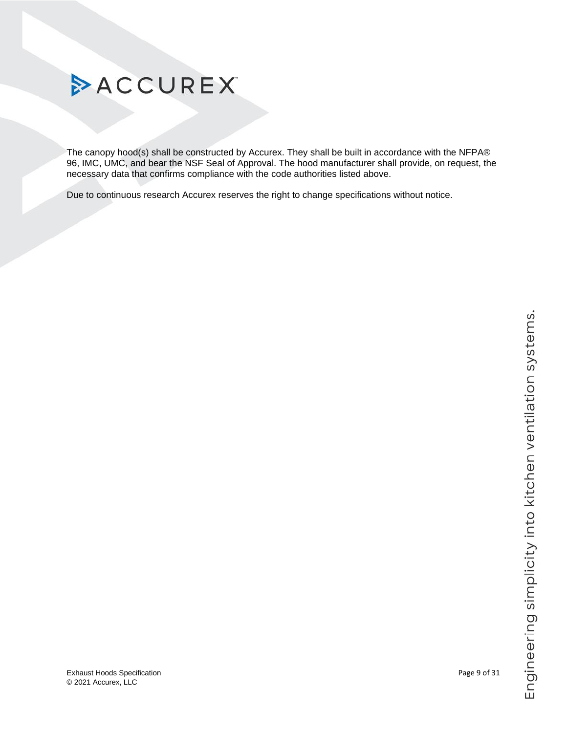The canopy hood(s) shall be constructed by Accurex. They shall be built in accordance with the NFPA® 96, IMC, UMC, and bear the NSF Seal of Approval. The hood manufacturer shall provide, on request, the necessary data that confirms compliance with the code authorities listed above.

Due to continuous research Accurex reserves the right to change specifications without notice.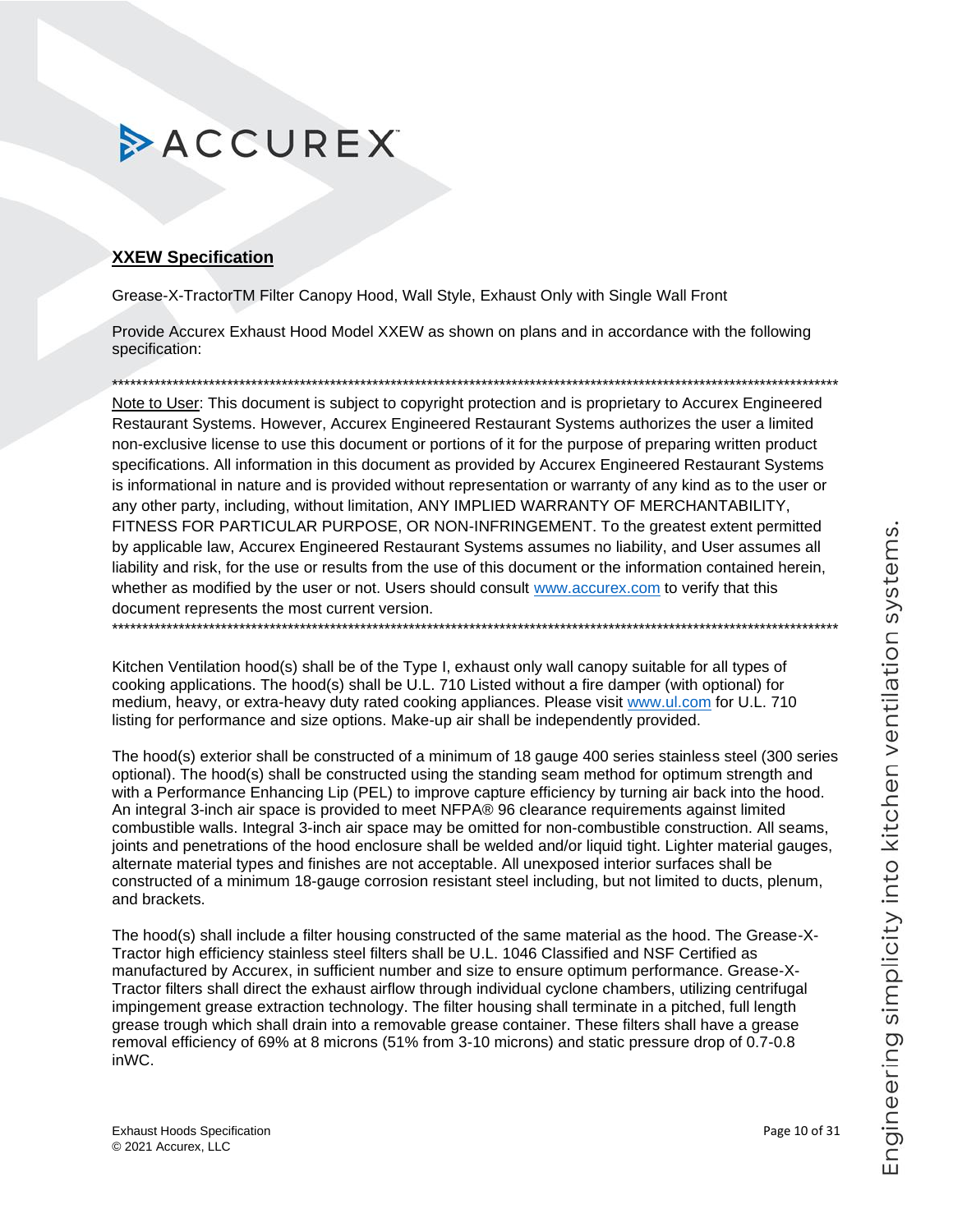## XXEW Specification

Grease-X-TractorTM Filter Canopy Hood, Wall Style, Exhaust Only with Single Wall Front

Provide Accurex Exhaust Hood Model XXEW as shown on plans and in accordance with the following specification:

***********************************************************************************************************************************

Note to User: This document is subject to copyright protection and is proprietary to Accurex Engineered Restaurant Systems. However, Accurex Engineered Restaurant Systems authorizes the user a limited non-exclusive license to use this document or portions of it for the purpose of preparing written product specifications. All information in this document as provided by Accurex Engineered Restaurant Systems is informational in nature and is provided without representation or warranty of any kind as to the user or any other party, including, without limitation, ANY IMPLIED WARRANTY OF MERCHANTABILITY, FITNESS FOR PARTICULAR PURPOSE, OR NON-INFRINGEMENT. To the greatest extent permitted by applicable law, Accurex Engineered Restaurant Systems assumes no liability, and User assumes all liability and risk, for the use or results from the use of this document or the information contained herein, whether as modified by the user or not. Users should consult www.accurex.com to verify that this document represents the most current version.

***********************************************************************************************************************************

Kitchen Ventilation hood(s) shall be of the Type I, exhaust only wall canopy suitable for all types of cooking applications. The hood(s) shall be U.L. 710 Listed without a fire damper (with optional) for medium, heavy, or extra-heavy duty rated cooking appliances. Please visit www.ul.com for U.L. 710 listing for performance and size options. Make-up air shall be independently provided.

The hood(s) exterior shall be constructed of a minimum of 18 gauge 400 series stainless steel (300 series optional). The hood(s) shall be constructed using the standing seam method for optimum strength and with a Performance Enhancing Lip (PEL) to improve capture efficiency by turning air back into the hood. An integral 3-inch air space is provided to meet NFPA® 96 clearance requirements against limited combustible walls. Integral 3-inch air space may be omitted for non-combustible construction. All seams, joints and penetrations of the hood enclosure shall be welded and/or liquid tight. Lighter material gauges, alternate material types and finishes are not acceptable. All unexposed interior surfaces shall be constructed of a minimum 18-gauge corrosion resistant steel including, but not limited to ducts, plenum, and brackets.

The hood(s) shall include a filter housing constructed of the same material as the hood. The Grease-X-Tractor high efficiency stainless steel filters shall be U.L. 1046 Classified and NSF Certified as manufactured by Accurex, in sufficient number and size to ensure optimum performance. Grease-X-Tractor filters shall direct the exhaust airflow through individual cyclone chambers, utilizing centrifugal impingement grease extraction technology. The filter housing shall terminate in a pitched, full length grease trough which shall drain into a removable grease container. These filters shall have a grease removal efficiency of 69% at 8 microns (51% from 3-10 microns) and static pressure drop of 0.7-0.8 inWC.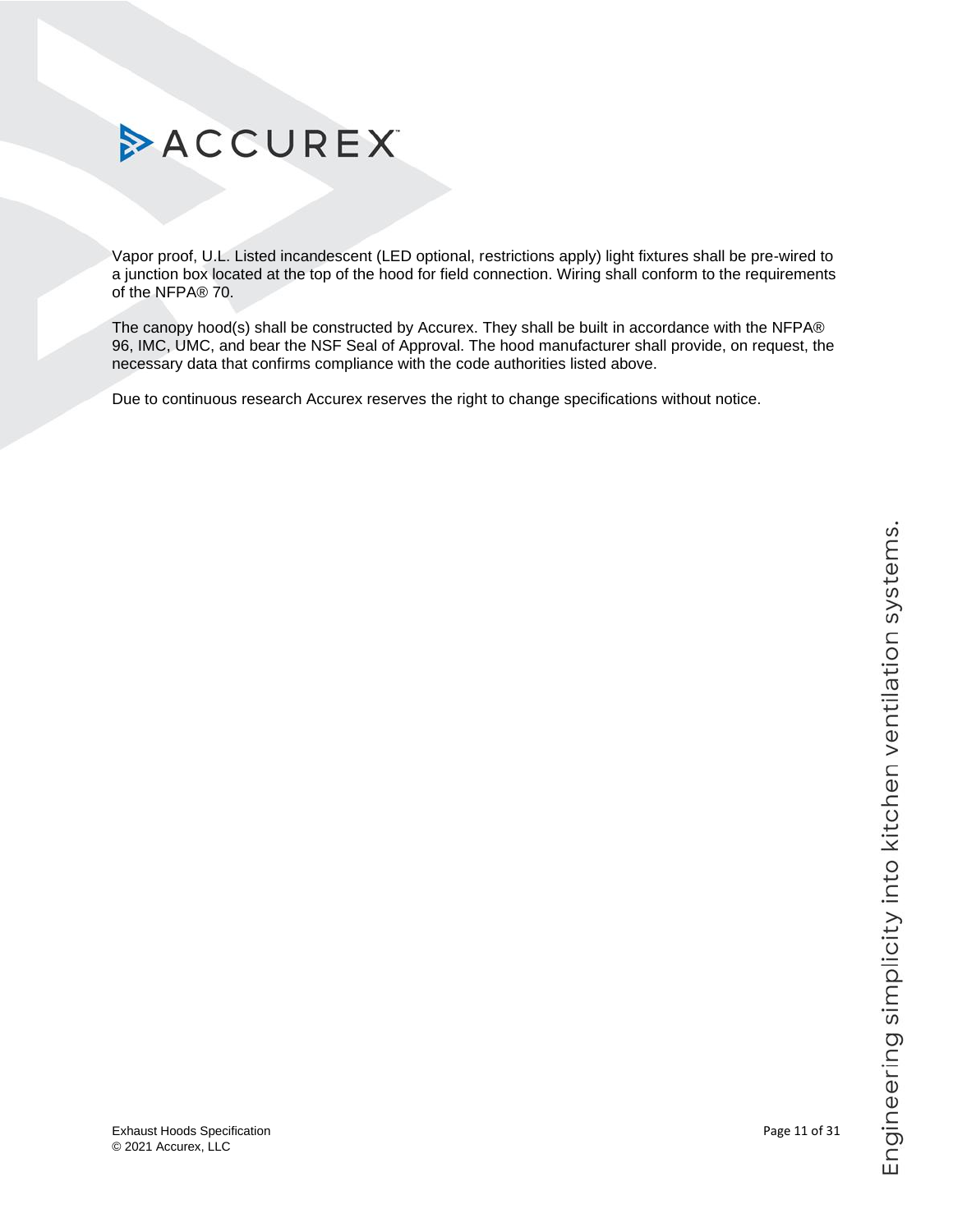Vapor proof, U.L. Listed incandescent (LED optional, restrictions apply) light fixtures shall be pre-wired to a junction box located at the top of the hood for field connection. Wiring shall conform to the requirements of the NFPA® 70.

The canopy hood(s) shall be constructed by Accurex. They shall be built in accordance with the NFPA® 96, IMC, UMC, and bear the NSF Seal of Approval. The hood manufacturer shall provide, on request, the necessary data that confirms compliance with the code authorities listed above.

Due to continuous research Accurex reserves the right to change specifications without notice.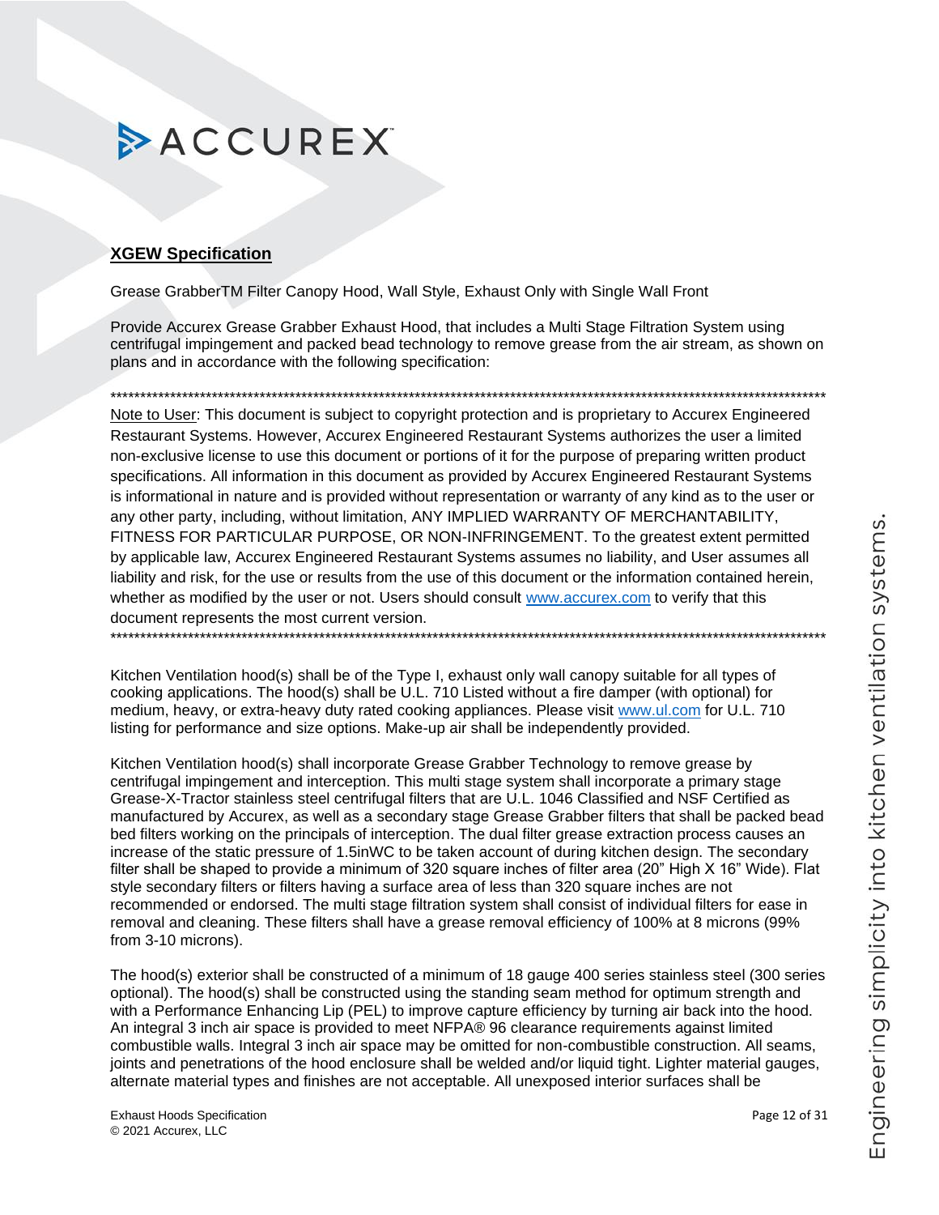**ACCUREX**

## XGEW Specification

Grease GrabberTM Filter Canopy Hood, Wall Style, Exhaust Only with Single Wall Front

Provide Accurex Grease Grabber Exhaust Hood, that includes a Multi Stage Filtration System using centrifugal impingement and packed bead technology to remove grease from the air stream, as shown on plans and in accordance with the following specification:

\*\*\*\*\*\*\*\*\*\*\*\*\*\*\*\*\*\*\*\*\*\*\*\*\*\*\*\*\*\*\*\*\*\*\*\*\*\*\*\*\*\*\*\*\*\*\*\*\*\*\*\*\*\*\*\*\*\*\*\*\*\*\*\*\*\*\*\*\*\*\*\*\*\*\*\*\*\*\*\*\*\*\*\*\*\*\*\*\*\*\*\*\*\*\*\*\*\*\*\*\*\*\*\*\*\*\*\*\*\*\*\*\*\*\*\*\*\*\*

Note to User: This document is subject to copyright protection and is proprietary to Accurex Engineered Restaurant Systems. However, Accurex Engineered Restaurant Systems authorizes the user a limited non-exclusive license to use this document or portions of it for the purpose of preparing written product specifications. All information in this document as provided by Accurex Engineered Restaurant Systems is informational in nature and is provided without representation or warranty of any kind as to the user or any other party, including, without limitation, ANY IMPLIED WARRANTY OF MERCHANTABILITY, FITNESS FOR PARTICULAR PURPOSE, OR NON-INFRINGEMENT. To the greatest extent permitted by applicable law, Accurex Engineered Restaurant Systems assumes no liability, and User assumes all liability and risk, for the use or results from the use of this document or the information contained herein, whether as modified by the user or not. Users should consult www.accurex.com to verify that this document represents the most current version.

\*\*\*\*\*\*\*\*\*\*\*\*\*\*\*\*\*\*\*\*\*\*\*\*\*\*\*\*\*\*\*\*\*\*\*\*\*\*\*\*\*\*\*\*\*\*\*\*\*\*\*\*\*\*\*\*\*\*\*\*\*\*\*\*\*\*\*\*\*\*\*\*\*\*\*\*\*\*\*\*\*\*\*\*\*\*\*\*\*\*\*\*\*\*\*\*\*\*\*\*\*\*\*\*\*\*\*\*\*\*\*\*\*\*\*\*\*\*\*

Kitchen Ventilation hood(s) shall be of the Type I, exhaust only wall canopy suitable for all types of cooking applications. The hood(s) shall be U.L. 710 Listed without a fire damper (with optional) for medium, heavy, or extra-heavy duty rated cooking appliances. Please visit www.ul.com for U.L. 710 listing for performance and size options. Make-up air shall be independently provided.

Kitchen Ventilation hood(s) shall incorporate Grease Grabber Technology to remove grease by centrifugal impingement and interception. This multi stage system shall incorporate a primary stage Grease-X-Tractor stainless steel centrifugal filters that are U.L. 1046 Classified and NSF Certified as manufactured by Accurex, as well as a secondary stage Grease Grabber filters that shall be packed bead bed filters working on the principals of interception. The dual filter grease extraction process causes an increase of the static pressure of 1.5inWC to be taken account of during kitchen design. The secondary filter shall be shaped to provide a minimum of 320 square inches of filter area (20" High X 16" Wide). Flat style secondary filters or filters having a surface area of less than 320 square inches are not recommended or endorsed. The multi stage filtration system shall consist of individual filters for ease in removal and cleaning. These filters shall have a grease removal efficiency of 100% at 8 microns (99% from 3-10 microns).

The hood(s) exterior shall be constructed of a minimum of 18 gauge 400 series stainless steel (300 series optional). The hood(s) shall be constructed using the standing seam method for optimum strength and with a Performance Enhancing Lip (PEL) to improve capture efficiency by turning air back into the hood. An integral 3 inch air space is provided to meet NFPA® 96 clearance requirements against limited combustible walls. Integral 3 inch air space may be omitted for non-combustible construction. All seams, joints and penetrations of the hood enclosure shall be welded and/or liquid tight. Lighter material gauges, alternate material types and finishes are not acceptable. All unexposed interior surfaces shall be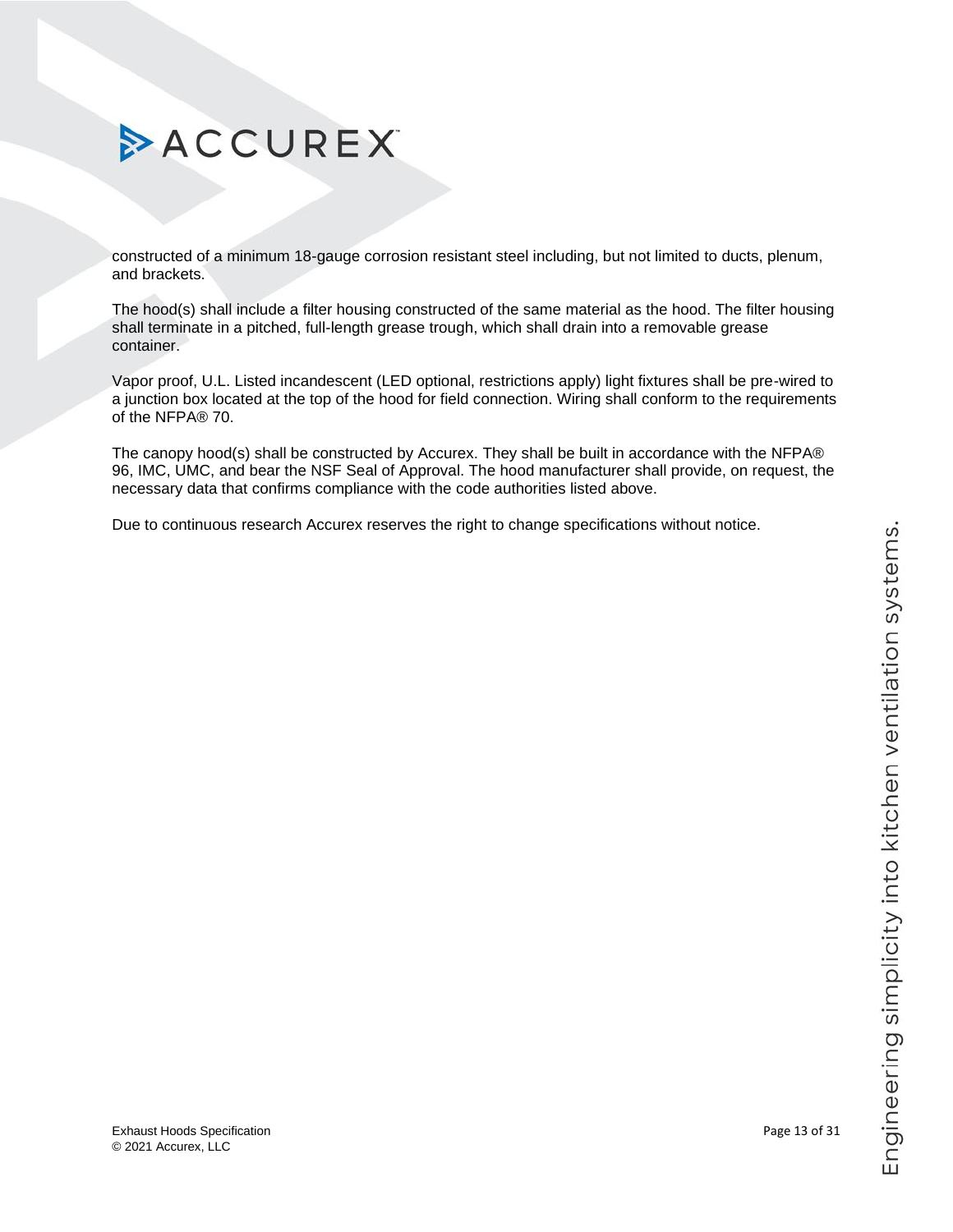constructed of a minimum 18-gauge corrosion resistant steel including, but not limited to ducts, plenum, and brackets.

The hood(s) shall include a filter housing constructed of the same material as the hood. The filter housing shall terminate in a pitched, full-length grease trough, which shall drain into a removable grease container.

Vapor proof, U.L. Listed incandescent (LED optional, restrictions apply) light fixtures shall be pre-wired to a junction box located at the top of the hood for field connection. Wiring shall conform to the requirements of the NFPA® 70.

The canopy hood(s) shall be constructed by Accurex. They shall be built in accordance with the NFPA® 96, IMC, UMC, and bear the NSF Seal of Approval. The hood manufacturer shall provide, on request, the necessary data that confirms compliance with the code authorities listed above.

Due to continuous research Accurex reserves the right to change specifications without notice.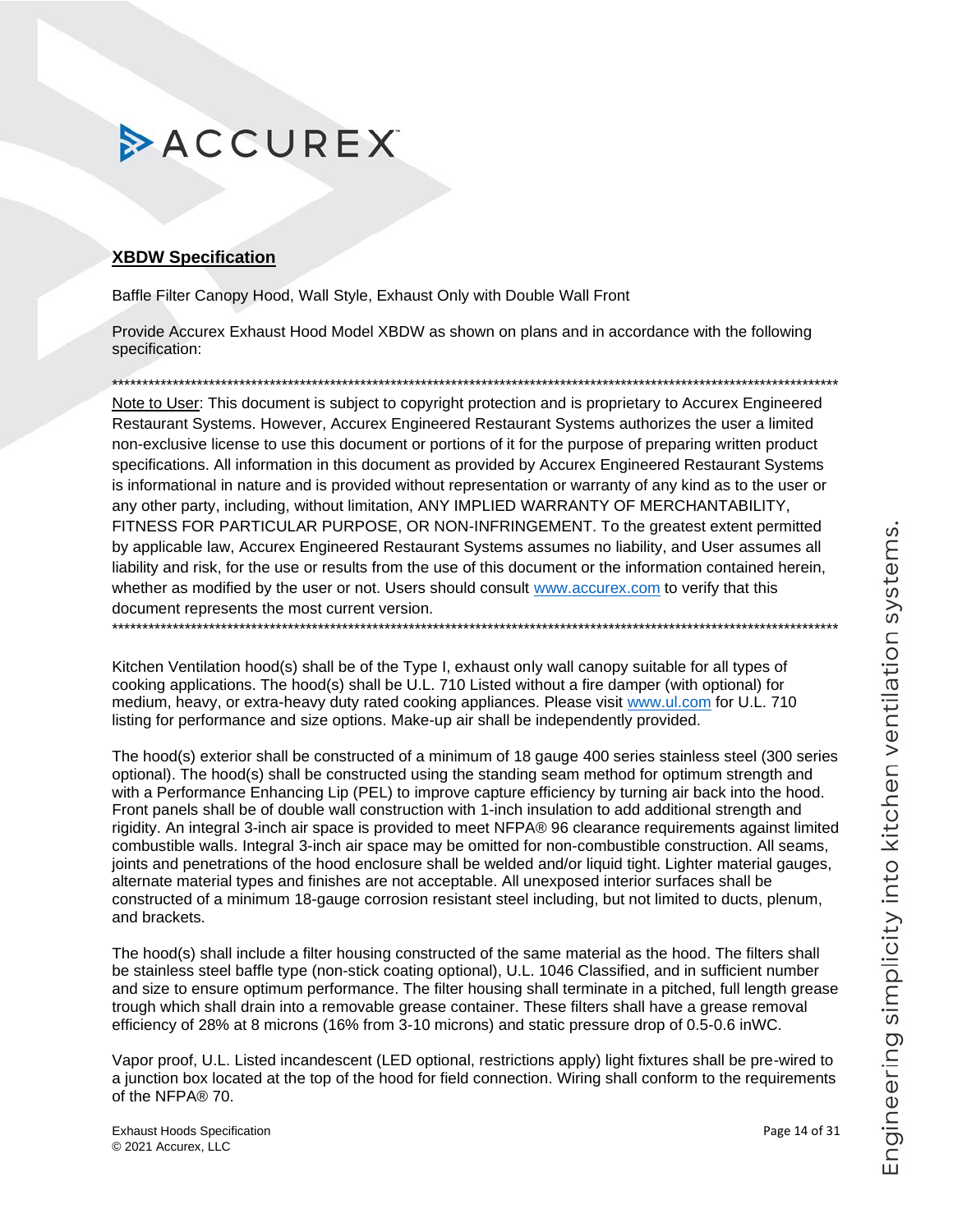## XBDW Specification

Baffle Filter Canopy Hood, Wall Style, Exhaust Only with Double Wall Front

Provide Accurex Exhaust Hood Model XBDW as shown on plans and in accordance with the following specification:

*****************************************************************************************************************************

Note to User: This document is subject to copyright protection and is proprietary to Accurex Engineered Restaurant Systems. However, Accurex Engineered Restaurant Systems authorizes the user a limited non-exclusive license to use this document or portions of it for the purpose of preparing written product specifications. All information in this document as provided by Accurex Engineered Restaurant Systems is informational in nature and is provided without representation or warranty of any kind as to the user or any other party, including, without limitation, ANY IMPLIED WARRANTY OF MERCHANTABILITY, FITNESS FOR PARTICULAR PURPOSE, OR NON-INFRINGEMENT. To the greatest extent permitted by applicable law, Accurex Engineered Restaurant Systems assumes no liability, and User assumes all liability and risk, for the use or results from the use of this document or the information contained herein, whether as modified by the user or not. Users should consult www.accurex.com to verify that this document represents the most current version.

*****************************************************************************************************************************

Kitchen Ventilation hood(s) shall be of the Type I, exhaust only wall canopy suitable for all types of cooking applications. The hood(s) shall be U.L. 710 Listed without a fire damper (with optional) for medium, heavy, or extra-heavy duty rated cooking appliances. Please visit www.ul.com for U.L. 710 listing for performance and size options. Make-up air shall be independently provided.

The hood(s) exterior shall be constructed of a minimum of 18 gauge 400 series stainless steel (300 series optional). The hood(s) shall be constructed using the standing seam method for optimum strength and with a Performance Enhancing Lip (PEL) to improve capture efficiency by turning air back into the hood. Front panels shall be of double wall construction with 1-inch insulation to add additional strength and rigidity. An integral 3-inch air space is provided to meet NFPA® 96 clearance requirements against limited combustible walls. Integral 3-inch air space may be omitted for non-combustible construction. All seams, joints and penetrations of the hood enclosure shall be welded and/or liquid tight. Lighter material gauges, alternate material types and finishes are not acceptable. All unexposed interior surfaces shall be constructed of a minimum 18-gauge corrosion resistant steel including, but not limited to ducts, plenum, and brackets.

The hood(s) shall include a filter housing constructed of the same material as the hood. The filters shall be stainless steel baffle type (non-stick coating optional), U.L. 1046 Classified, and in sufficient number and size to ensure optimum performance. The filter housing shall terminate in a pitched, full length grease trough which shall drain into a removable grease container. These filters shall have a grease removal efficiency of 28% at 8 microns (16% from 3-10 microns) and static pressure drop of 0.5-0.6 inWC.

Vapor proof, U.L. Listed incandescent (LED optional, restrictions apply) light fixtures shall be pre-wired to a junction box located at the top of the hood for field connection. Wiring shall conform to the requirements of the NFPA® 70.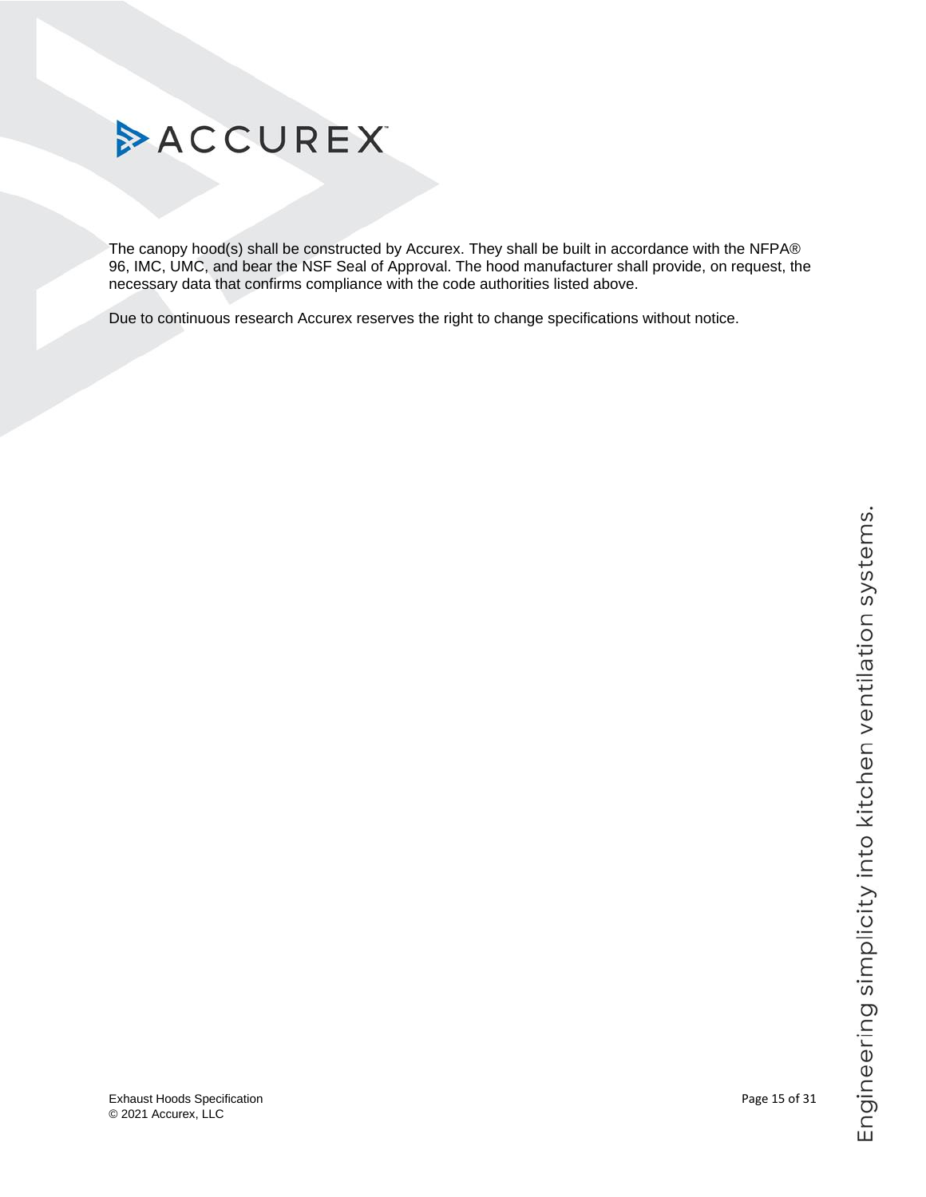The canopy hood(s) shall be constructed by Accurex. They shall be built in accordance with the NFPA® 96, IMC, UMC, and bear the NSF Seal of Approval. The hood manufacturer shall provide, on request, the necessary data that confirms compliance with the code authorities listed above.

Due to continuous research Accurex reserves the right to change specifications without notice.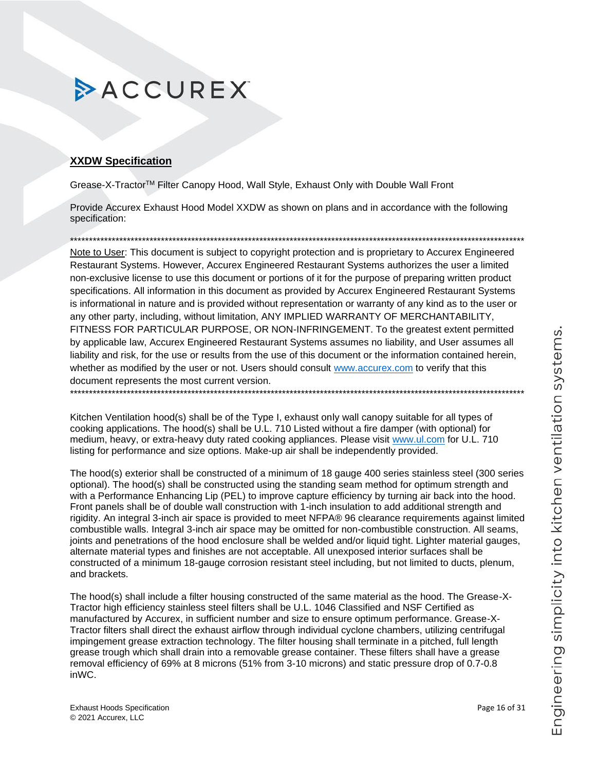## XXDW Specification

Grease-X-Tractor™ Filter Canopy Hood, Wall Style, Exhaust Only with Double Wall Front

Provide Accurex Exhaust Hood Model XXDW as shown on plans and in accordance with the following specification:

***

Note to User: This document is subject to copyright protection and is proprietary to Accurex Engineered Restaurant Systems. However, Accurex Engineered Restaurant Systems authorizes the user a limited non-exclusive license to use this document or portions of it for the purpose of preparing written product specifications. All information in this document as provided by Accurex Engineered Restaurant Systems is informational in nature and is provided without representation or warranty of any kind as to the user or any other party, including, without limitation, ANY IMPLIED WARRANTY OF MERCHANTABILITY, FITNESS FOR PARTICULAR PURPOSE, OR NON-INFRINGEMENT. To the greatest extent permitted by applicable law, Accurex Engineered Restaurant Systems assumes no liability, and User assumes all liability and risk, for the use or results from the use of this document or the information contained herein, whether as modified by the user or not. Users should consult www.accurex.com to verify that this document represents the most current version.

***

Kitchen Ventilation hood(s) shall be of the Type I, exhaust only wall canopy suitable for all types of cooking applications. The hood(s) shall be U.L. 710 Listed without a fire damper (with optional) for medium, heavy, or extra-heavy duty rated cooking appliances. Please visit www.ul.com for U.L. 710 listing for performance and size options. Make-up air shall be independently provided.

The hood(s) exterior shall be constructed of a minimum of 18 gauge 400 series stainless steel (300 series optional). The hood(s) shall be constructed using the standing seam method for optimum strength and with a Performance Enhancing Lip (PEL) to improve capture efficiency by turning air back into the hood. Front panels shall be of double wall construction with 1-inch insulation to add additional strength and rigidity. An integral 3-inch air space is provided to meet NFPA® 96 clearance requirements against limited combustible walls. Integral 3-inch air space may be omitted for non-combustible construction. All seams, joints and penetrations of the hood enclosure shall be welded and/or liquid tight. Lighter material gauges, alternate material types and finishes are not acceptable. All unexposed interior surfaces shall be constructed of a minimum 18-gauge corrosion resistant steel including, but not limited to ducts, plenum, and brackets.

The hood(s) shall include a filter housing constructed of the same material as the hood. The Grease-X-Tractor high efficiency stainless steel filters shall be U.L. 1046 Classified and NSF Certified as manufactured by Accurex, in sufficient number and size to ensure optimum performance. Grease-X-Tractor filters shall direct the exhaust airflow through individual cyclone chambers, utilizing centrifugal impingement grease extraction technology. The filter housing shall terminate in a pitched, full length grease trough which shall drain into a removable grease container. These filters shall have a grease removal efficiency of 69% at 8 microns (51% from 3-10 microns) and static pressure drop of 0.7-0.8 inWC.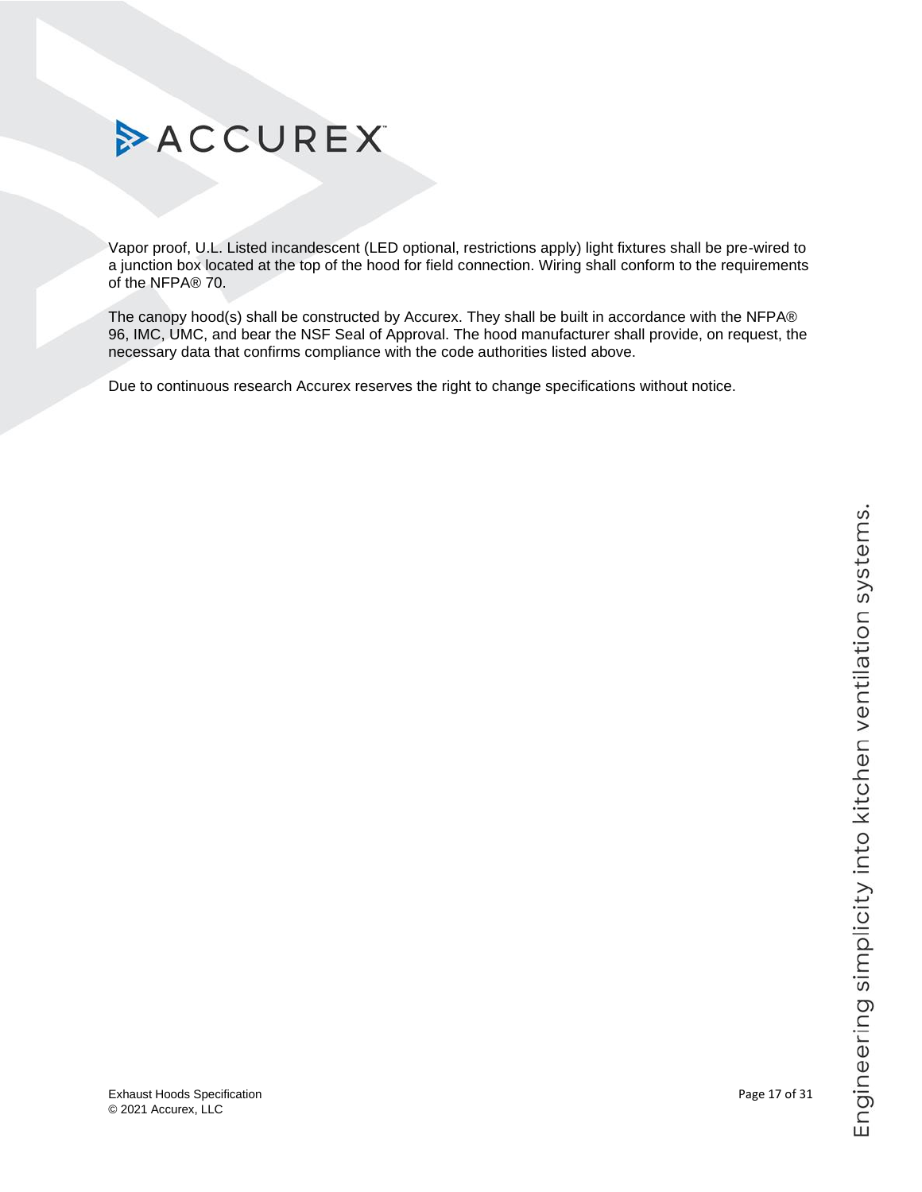Vapor proof, U.L. Listed incandescent (LED optional, restrictions apply) light fixtures shall be pre-wired to a junction box located at the top of the hood for field connection. Wiring shall conform to the requirements of the NFPA® 70.

The canopy hood(s) shall be constructed by Accurex. They shall be built in accordance with the NFPA® 96, IMC, UMC, and bear the NSF Seal of Approval. The hood manufacturer shall provide, on request, the necessary data that confirms compliance with the code authorities listed above.

Due to continuous research Accurex reserves the right to change specifications without notice.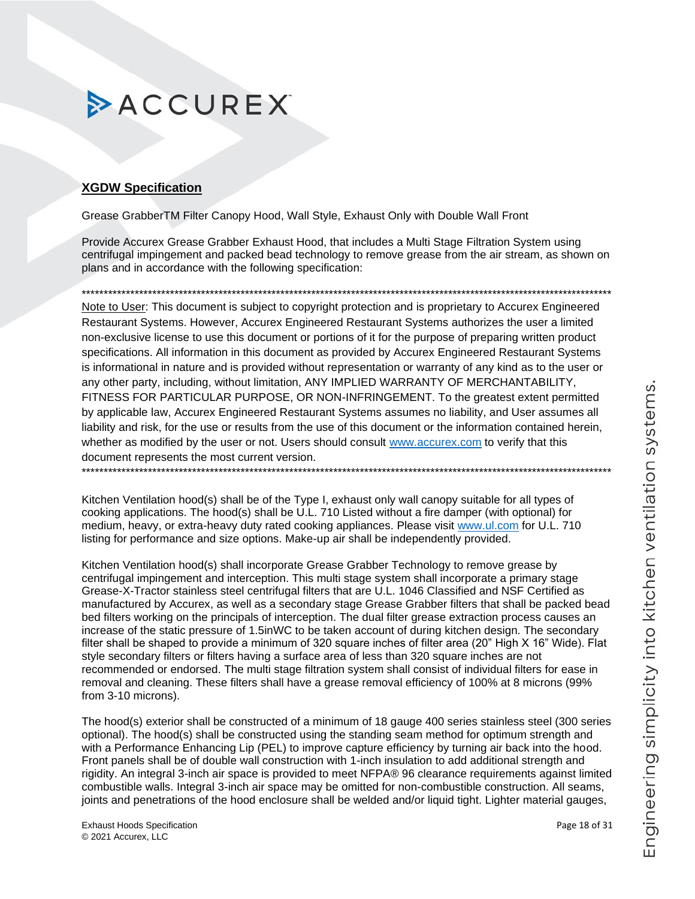**XGDW Specification**

Grease GrabberTM Filter Canopy Hood, Wall Style, Exhaust Only with Double Wall Front

Provide Accurex Grease Grabber Exhaust Hood, that includes a Multi Stage Filtration System using centrifugal impingement and packed bead technology to remove grease from the air stream, as shown on plans and in accordance with the following specification:

\*\*\*\*\*\*\*\*\*\*\*\*\*\*\*\*\*\*\*\*\*\*\*\*\*\*\*\*\*\*\*\*\*\*\*\*\*\*\*\*\*\*\*\*\*\*\*\*\*\*\*\*\*\*\*\*\*\*\*\*\*\*\*\*\*\*\*\*\*\*\*\*\*\*\*\*\*\*

Note to User: This document is subject to copyright protection and is proprietary to Accurex Engineered Restaurant Systems. However, Accurex Engineered Restaurant Systems authorizes the user a limited non-exclusive license to use this document or portions of it for the purpose of preparing written product specifications. All information in this document as provided by Accurex Engineered Restaurant Systems is informational in nature and is provided without representation or warranty of any kind as to the user or any other party, including, without limitation, ANY IMPLIED WARRANTY OF MERCHANTABILITY, FITNESS FOR PARTICULAR PURPOSE, OR NON-INFRINGEMENT. To the greatest extent permitted by applicable law, Accurex Engineered Restaurant Systems assumes no liability, and User assumes all liability and risk, for the use or results from the use of this document or the information contained herein, whether as modified by the user or not. Users should consult www.accurex.com to verify that this document represents the most current version.

\*\*\*\*\*\*\*\*\*\*\*\*\*\*\*\*\*\*\*\*\*\*\*\*\*\*\*\*\*\*\*\*\*\*\*\*\*\*\*\*\*\*\*\*\*\*\*\*\*\*\*\*\*\*\*\*\*\*\*\*\*\*\*\*\*\*\*\*\*\*\*\*\*\*\*\*\*\*

Kitchen Ventilation hood(s) shall be of the Type I, exhaust only wall canopy suitable for all types of cooking applications. The hood(s) shall be U.L. 710 Listed without a fire damper (with optional) for medium, heavy, or extra-heavy duty rated cooking appliances. Please visit www.ul.com for U.L. 710 listing for performance and size options. Make-up air shall be independently provided.

Kitchen Ventilation hood(s) shall incorporate Grease Grabber Technology to remove grease by centrifugal impingement and interception. This multi stage system shall incorporate a primary stage Grease-X-Tractor stainless steel centrifugal filters that are U.L. 1046 Classified and NSF Certified as manufactured by Accurex, as well as a secondary stage Grease Grabber filters that shall be packed bead bed filters working on the principals of interception. The dual filter grease extraction process causes an increase of the static pressure of 1.5inWC to be taken account of during kitchen design. The secondary filter shall be shaped to provide a minimum of 320 square inches of filter area (20" High X 16" Wide). Flat style secondary filters or filters having a surface area of less than 320 square inches are not recommended or endorsed. The multi stage filtration system shall consist of individual filters for ease in removal and cleaning. These filters shall have a grease removal efficiency of 100% at 8 microns (99% from 3-10 microns).

The hood(s) exterior shall be constructed of a minimum of 18 gauge 400 series stainless steel (300 series optional). The hood(s) shall be constructed using the standing seam method for optimum strength and with a Performance Enhancing Lip (PEL) to improve capture efficiency by turning air back into the hood. Front panels shall be of double wall construction with 1-inch insulation to add additional strength and rigidity. An integral 3-inch air space is provided to meet NFPA® 96 clearance requirements against limited combustible walls. Integral 3-inch air space may be omitted for non-combustible construction. All seams, joints and penetrations of the hood enclosure shall be welded and/or liquid tight. Lighter material gauges,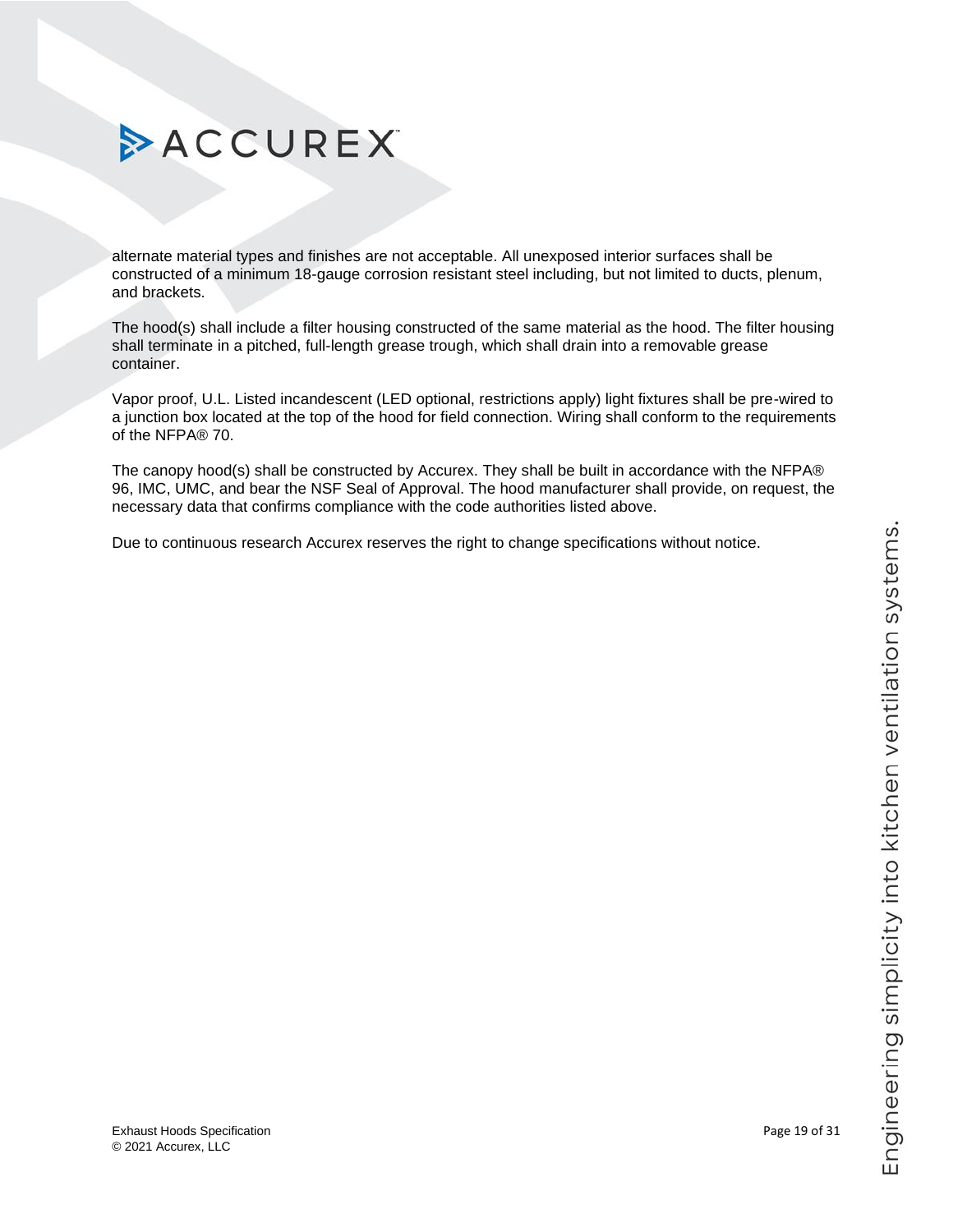alternate material types and finishes are not acceptable. All unexposed interior surfaces shall be constructed of a minimum 18-gauge corrosion resistant steel including, but not limited to ducts, plenum, and brackets.

The hood(s) shall include a filter housing constructed of the same material as the hood. The filter housing shall terminate in a pitched, full-length grease trough, which shall drain into a removable grease container.

Vapor proof, U.L. Listed incandescent (LED optional, restrictions apply) light fixtures shall be pre-wired to a junction box located at the top of the hood for field connection. Wiring shall conform to the requirements of the NFPA® 70.

The canopy hood(s) shall be constructed by Accurex. They shall be built in accordance with the NFPA® 96, IMC, UMC, and bear the NSF Seal of Approval. The hood manufacturer shall provide, on request, the necessary data that confirms compliance with the code authorities listed above.

Due to continuous research Accurex reserves the right to change specifications without notice.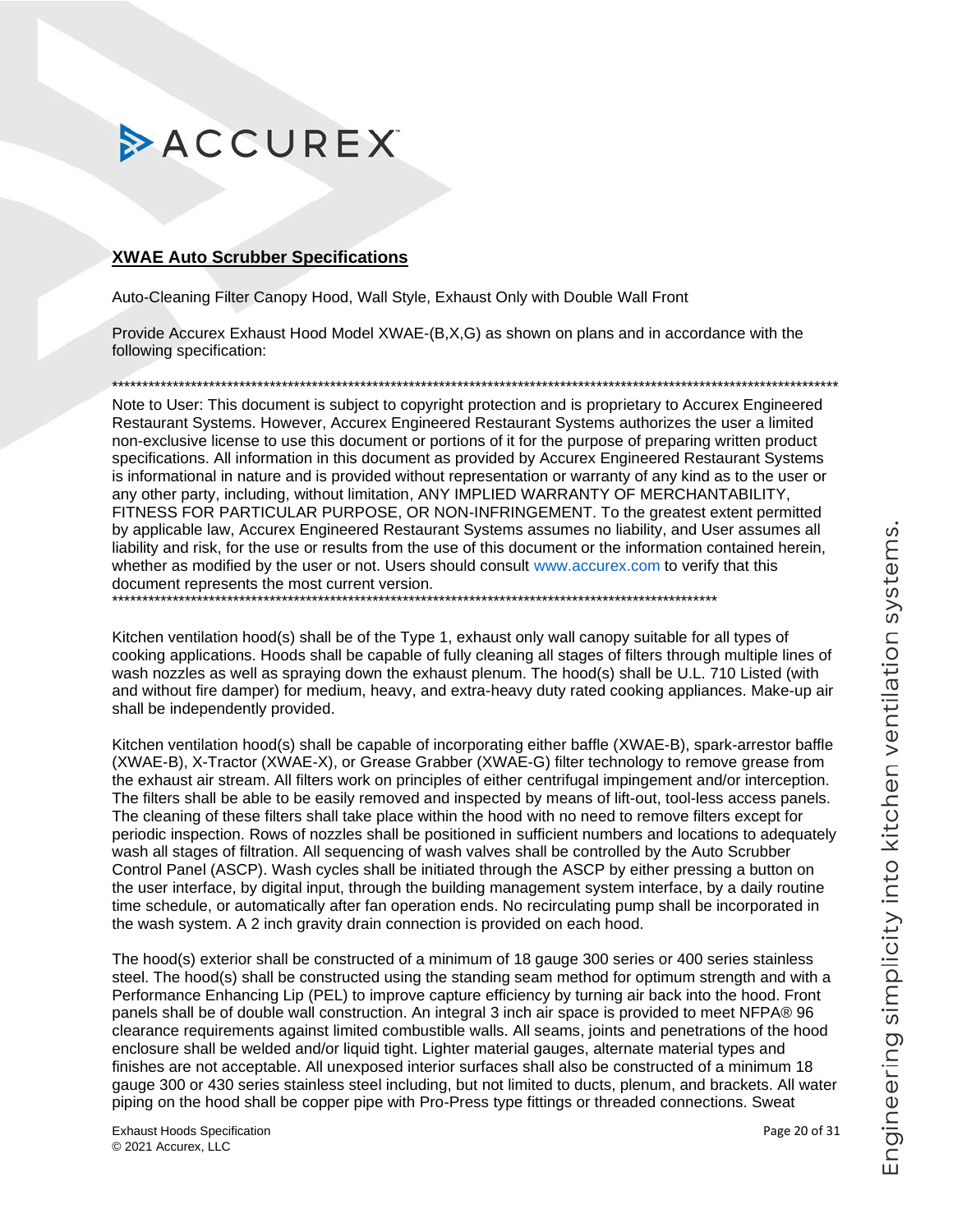ACCUREX

## XWAE Auto Scrubber Specifications

Auto-Cleaning Filter Canopy Hood, Wall Style, Exhaust Only with Double Wall Front

Provide Accurex Exhaust Hood Model XWAE-(B,X,G) as shown on plans and in accordance with the following specification:

******************************************************************************************************************************

Note to User: This document is subject to copyright protection and is proprietary to Accurex Engineered Restaurant Systems. However, Accurex Engineered Restaurant Systems authorizes the user a limited non-exclusive license to use this document or portions of it for the purpose of preparing written product specifications. All information in this document as provided by Accurex Engineered Restaurant Systems is informational in nature and is provided without representation or warranty of any kind as to the user or any other party, including, without limitation, ANY IMPLIED WARRANTY OF MERCHANTABILITY, FITNESS FOR PARTICULAR PURPOSE, OR NON-INFRINGEMENT. To the greatest extent permitted by applicable law, Accurex Engineered Restaurant Systems assumes no liability, and User assumes all liability and risk, for the use or results from the use of this document or the information contained herein, whether as modified by the user or not. Users should consult www.accurex.com to verify that this document represents the most current version.

******************************************************************************************************************************

Kitchen ventilation hood(s) shall be of the Type 1, exhaust only wall canopy suitable for all types of cooking applications. Hoods shall be capable of fully cleaning all stages of filters through multiple lines of wash nozzles as well as spraying down the exhaust plenum. The hood(s) shall be U.L. 710 Listed (with and without fire damper) for medium, heavy, and extra-heavy duty rated cooking appliances. Make-up air shall be independently provided.

Kitchen ventilation hood(s) shall be capable of incorporating either baffle (XWAE-B), spark-arrestor baffle (XWAE-B), X-Tractor (XWAE-X), or Grease Grabber (XWAE-G) filter technology to remove grease from the exhaust air stream. All filters work on principles of either centrifugal impingement and/or interception. The filters shall be able to be easily removed and inspected by means of lift-out, tool-less access panels. The cleaning of these filters shall take place within the hood with no need to remove filters except for periodic inspection. Rows of nozzles shall be positioned in sufficient numbers and locations to adequately wash all stages of filtration. All sequencing of wash valves shall be controlled by the Auto Scrubber Control Panel (ASCP). Wash cycles shall be initiated through the ASCP by either pressing a button on the user interface, by digital input, through the building management system interface, by a daily routine time schedule, or automatically after fan operation ends. No recirculating pump shall be incorporated in the wash system. A 2 inch gravity drain connection is provided on each hood.

The hood(s) exterior shall be constructed of a minimum of 18 gauge 300 series or 400 series stainless steel. The hood(s) shall be constructed using the standing seam method for optimum strength and with a Performance Enhancing Lip (PEL) to improve capture efficiency by turning air back into the hood. Front panels shall be of double wall construction. An integral 3 inch air space is provided to meet NFPA® 96 clearance requirements against limited combustible walls. All seams, joints and penetrations of the hood enclosure shall be welded and/or liquid tight. Lighter material gauges, alternate material types and finishes are not acceptable. All unexposed interior surfaces shall also be constructed of a minimum 18 gauge 300 or 430 series stainless steel including, but not limited to ducts, plenum, and brackets. All water piping on the hood shall be copper pipe with Pro-Press type fittings or threaded connections. Sweat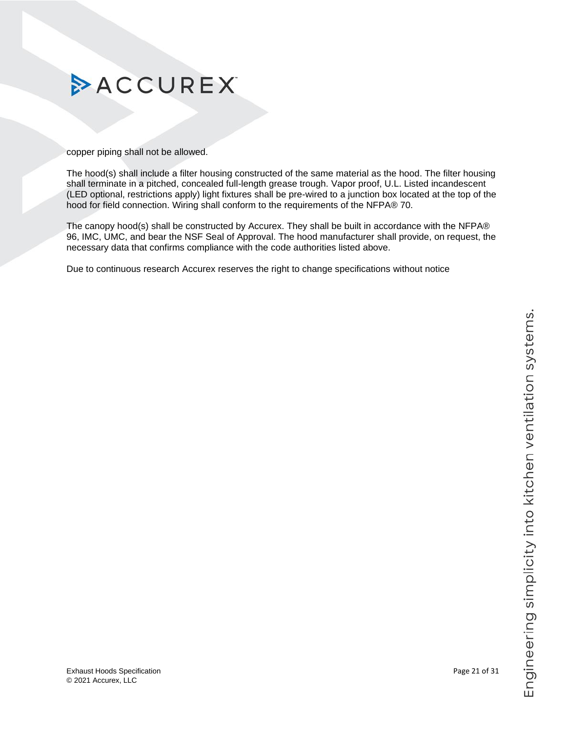copper piping shall not be allowed.

The hood(s) shall include a filter housing constructed of the same material as the hood. The filter housing shall terminate in a pitched, concealed full-length grease trough. Vapor proof, U.L. Listed incandescent (LED optional, restrictions apply) light fixtures shall be pre-wired to a junction box located at the top of the hood for field connection. Wiring shall conform to the requirements of the NFPA® 70.

The canopy hood(s) shall be constructed by Accurex. They shall be built in accordance with the NFPA® 96, IMC, UMC, and bear the NSF Seal of Approval. The hood manufacturer shall provide, on request, the necessary data that confirms compliance with the code authorities listed above.

Due to continuous research Accurex reserves the right to change specifications without notice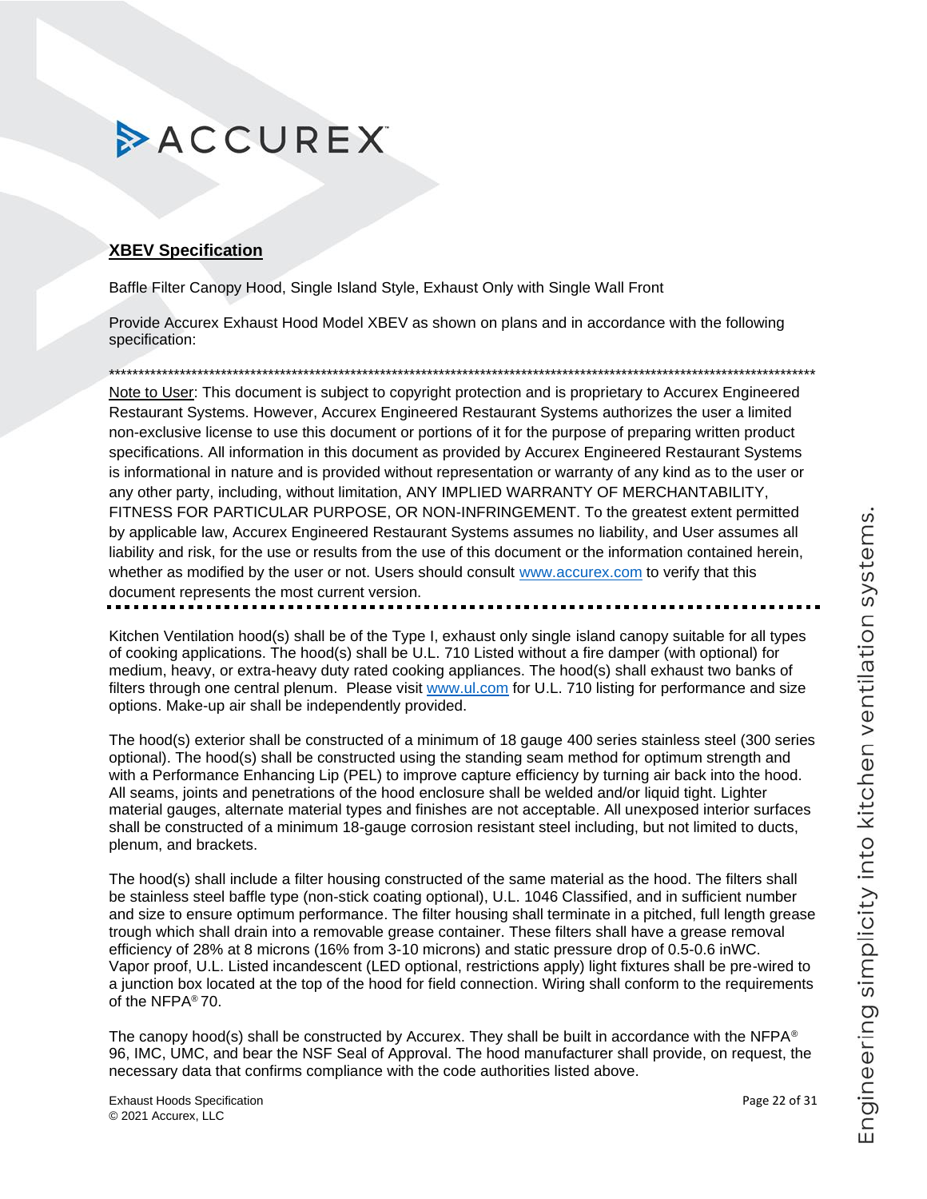## XBEV Specification

Baffle Filter Canopy Hood, Single Island Style, Exhaust Only with Single Wall Front

Provide Accurex Exhaust Hood Model XBEV as shown on plans and in accordance with the following specification:

*******************************************************************************************************************************

Note to User: This document is subject to copyright protection and is proprietary to Accurex Engineered Restaurant Systems. However, Accurex Engineered Restaurant Systems authorizes the user a limited non-exclusive license to use this document or portions of it for the purpose of preparing written product specifications. All information in this document as provided by Accurex Engineered Restaurant Systems is informational in nature and is provided without representation or warranty of any kind as to the user or any other party, including, without limitation, ANY IMPLIED WARRANTY OF MERCHANTABILITY, FITNESS FOR PARTICULAR PURPOSE, OR NON-INFRINGEMENT. To the greatest extent permitted by applicable law, Accurex Engineered Restaurant Systems assumes no liability, and User assumes all liability and risk, for the use or results from the use of this document or the information contained herein, whether as modified by the user or not. Users should consult www.accurex.com to verify that this document represents the most current version.

---

Kitchen Ventilation hood(s) shall be of the Type I, exhaust only single island canopy suitable for all types of cooking applications. The hood(s) shall be U.L. 710 Listed without a fire damper (with optional) for medium, heavy, or extra-heavy duty rated cooking appliances. The hood(s) shall exhaust two banks of filters through one central plenum. Please visit www.ul.com for U.L. 710 listing for performance and size options. Make-up air shall be independently provided.

The hood(s) exterior shall be constructed of a minimum of 18 gauge 400 series stainless steel (300 series optional). The hood(s) shall be constructed using the standing seam method for optimum strength and with a Performance Enhancing Lip (PEL) to improve capture efficiency by turning air back into the hood. All seams, joints and penetrations of the hood enclosure shall be welded and/or liquid tight. Lighter material gauges, alternate material types and finishes are not acceptable. All unexposed interior surfaces shall be constructed of a minimum 18-gauge corrosion resistant steel including, but not limited to, ducts, plenum, and brackets.

The hood(s) shall include a filter housing constructed of the same material as the hood. The filters shall be stainless steel baffle type (non-stick coating optional), U.L. 1046 Classified, and in sufficient number and size to ensure optimum performance. The filter housing shall terminate in a pitched, full length grease trough which shall drain into a removable grease container. These filters shall have a grease removal efficiency of 28% at 8 microns (16% from 3-10 microns) and static pressure drop of 0.5-0.6 inWC. Vapor proof, U.L. Listed incandescent (LED optional, restrictions apply) light fixtures shall be pre-wired to a junction box located at the top of the hood for field connection. Wiring shall conform to the requirements of the NFPA® 70.

The canopy hood(s) shall be constructed by Accurex. They shall be built in accordance with the NFPA® 96, IMC, UMC, and bear the NSF Seal of Approval. The hood manufacturer shall provide, on request, the necessary data that confirms compliance with the code authorities listed above.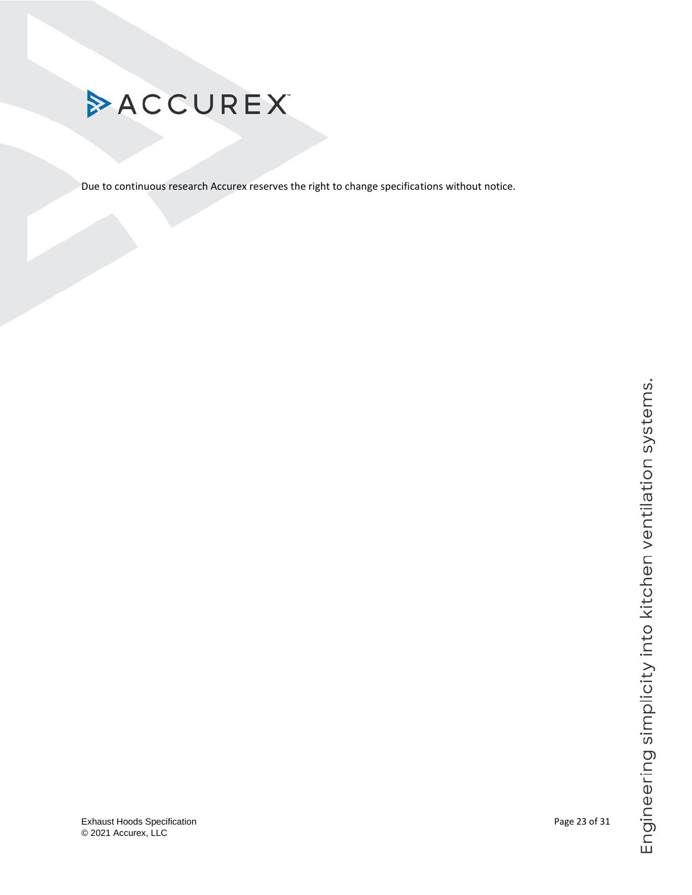Due to continuous research Accurex reserves the right to change specifications without notice.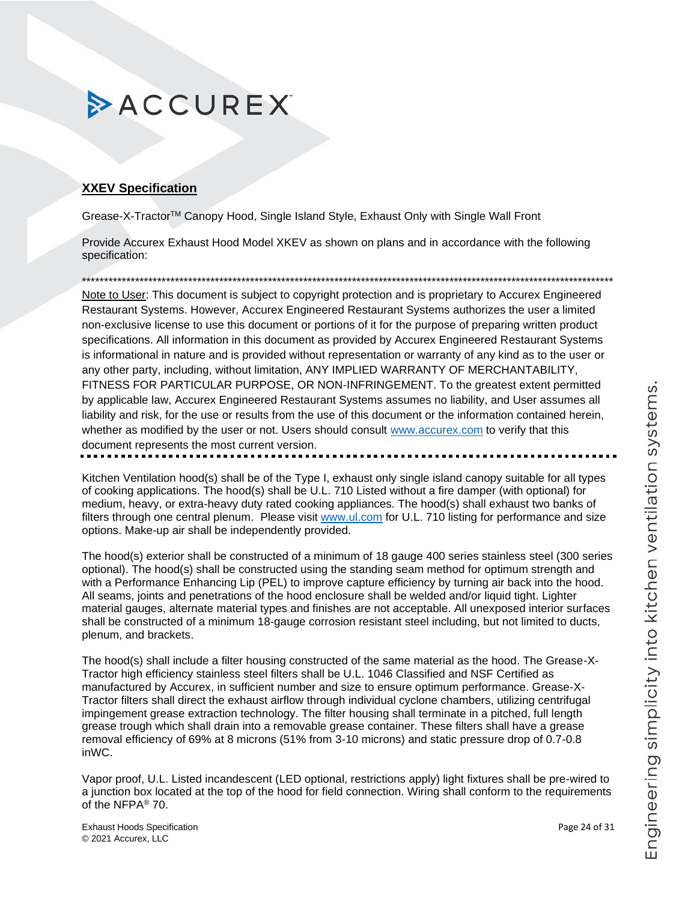## XXEV Specification

Grease-X-Tractor™ Canopy Hood, Single Island Style, Exhaust Only with Single Wall Front

Provide Accurex Exhaust Hood Model XKEV as shown on plans and in accordance with the following specification:

***********************************************************************************************************************

Note to User: This document is subject to copyright protection and is proprietary to Accurex Engineered Restaurant Systems. However, Accurex Engineered Restaurant Systems authorizes the user a limited non-exclusive license to use this document or portions of it for the purpose of preparing written product specifications. All information in this document as provided by Accurex Engineered Restaurant Systems is informational in nature and is provided without representation or warranty of any kind as to the user or any other party, including, without limitation, ANY IMPLIED WARRANTY OF MERCHANTABILITY, FITNESS FOR PARTICULAR PURPOSE, OR NON-INFRINGEMENT. To the greatest extent permitted by applicable law, Accurex Engineered Restaurant Systems assumes no liability, and User assumes all liability and risk, for the use or results from the use of this document or the information contained herein, whether as modified by the user or not. Users should consult www.accurex.com to verify that this document represents the most current version.

---

Kitchen Ventilation hood(s) shall be of the Type I, exhaust only single island canopy suitable for all types of cooking applications. The hood(s) shall be U.L. 710 Listed without a fire damper (with optional) for medium, heavy, or extra-heavy duty rated cooking appliances. The hood(s) shall exhaust two banks of filters through one central plenum. Please visit www.ul.com for U.L. 710 listing for performance and size options. Make-up air shall be independently provided.

The hood(s) exterior shall be constructed of a minimum of 18 gauge 400 series stainless steel (300 series optional). The hood(s) shall be constructed using the standing seam method for optimum strength and with a Performance Enhancing Lip (PEL) to improve capture efficiency by turning air back into the hood. All seams, joints and penetrations of the hood enclosure shall be welded and/or liquid tight. Lighter material gauges, alternate material types and finishes are not acceptable. All unexposed interior surfaces shall be constructed of a minimum 18-gauge corrosion resistant steel including, but not limited to, ducts, plenum, and brackets.

The hood(s) shall include a filter housing constructed of the same material as the hood. The Grease-X-Tractor high efficiency stainless steel filters shall be U.L. 1046 Classified and NSF Certified as manufactured by Accurex, in sufficient number and size to ensure optimum performance. Grease-X-Tractor filters shall direct the exhaust airflow through individual cyclone chambers, utilizing centrifugal impingement grease extraction technology. The filter housing shall terminate in a pitched, full length grease trough which shall drain into a removable grease container. These filters shall have a grease removal efficiency of 69% at 8 microns (51% from 3-10 microns) and static pressure drop of 0.7-0.8 inWC.

Vapor proof, U.L. Listed incandescent (LED optional, restrictions apply) light fixtures shall be pre-wired to a junction box located at the top of the hood for field connection. Wiring shall conform to the requirements of the NFPA® 70.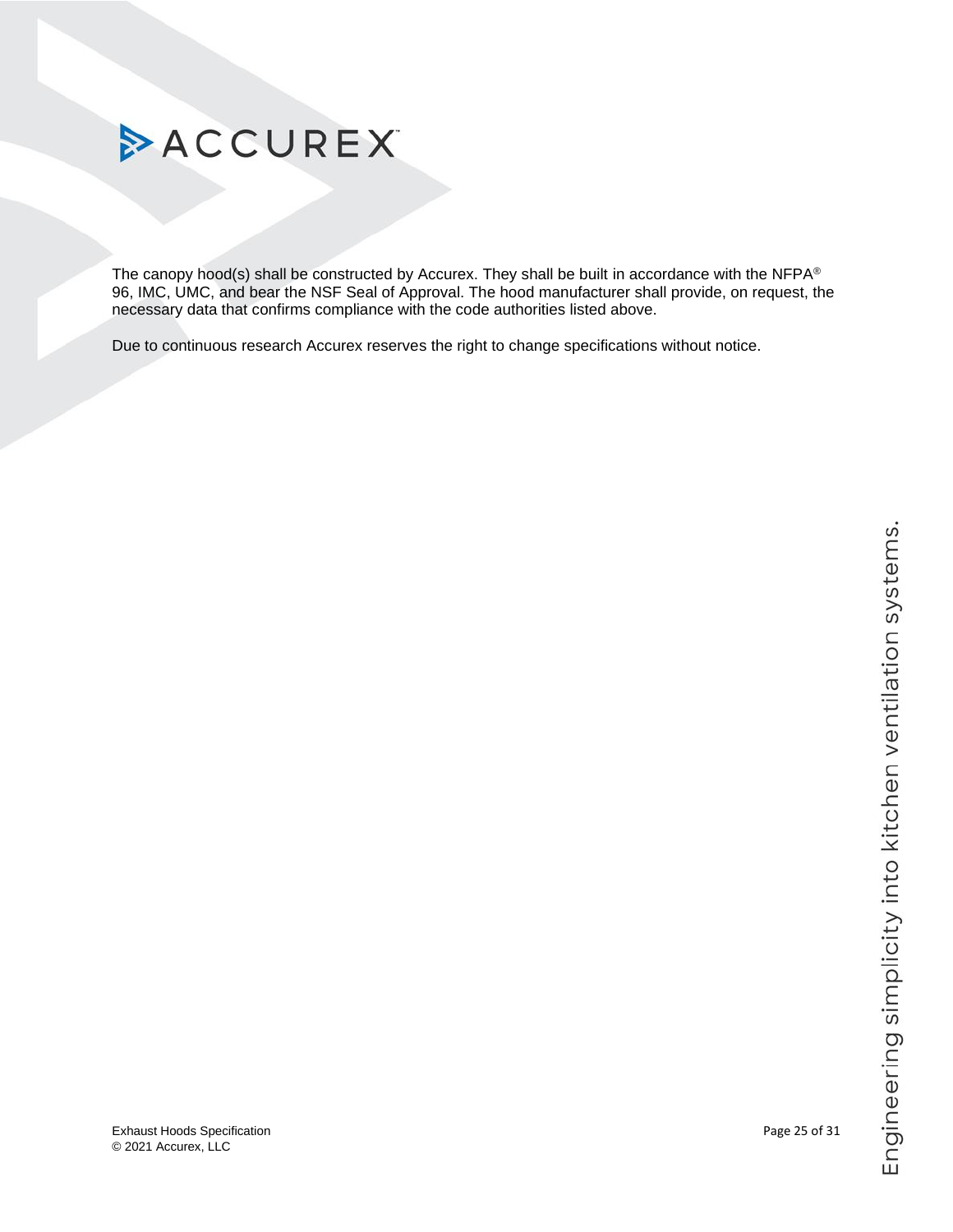The canopy hood(s) shall be constructed by Accurex. They shall be built in accordance with the NFPA® 96, IMC, UMC, and bear the NSF Seal of Approval. The hood manufacturer shall provide, on request, the necessary data that confirms compliance with the code authorities listed above.

Due to continuous research Accurex reserves the right to change specifications without notice.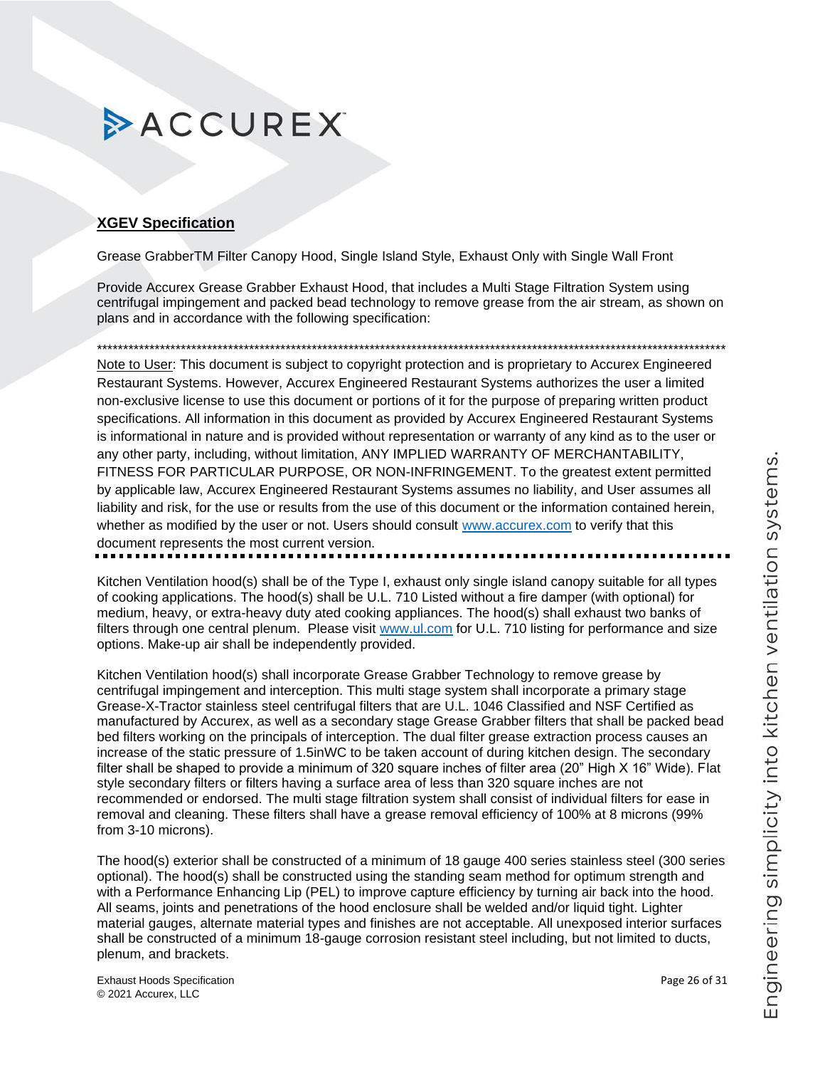**ACCUREX**

## XGEV Specification

Grease GrabberTM Filter Canopy Hood, Single Island Style, Exhaust Only with Single Wall Front

Provide Accurex Grease Grabber Exhaust Hood, that includes a Multi Stage Filtration System using centrifugal impingement and packed bead technology to remove grease from the air stream, as shown on plans and in accordance with the following specification:

***********************************************************************************************************************

Note to User: This document is subject to copyright protection and is proprietary to Accurex Engineered Restaurant Systems. However, Accurex Engineered Restaurant Systems authorizes the user a limited non-exclusive license to use this document or portions of it for the purpose of preparing written product specifications. All information in this document as provided by Accurex Engineered Restaurant Systems is informational in nature and is provided without representation or warranty of any kind as to the user or any other party, including, without limitation, ANY IMPLIED WARRANTY OF MERCHANTABILITY, FITNESS FOR PARTICULAR PURPOSE, OR NON-INFRINGEMENT. To the greatest extent permitted by applicable law, Accurex Engineered Restaurant Systems assumes no liability, and User assumes all liability and risk, for the use or results from the use of this document or the information contained herein, whether as modified by the user or not. Users should consult www.accurex.com to verify that this document represents the most current version.

---

Kitchen Ventilation hood(s) shall be of the Type I, exhaust only single island canopy suitable for all types of cooking applications. The hood(s) shall be U.L. 710 Listed without a fire damper (with optional) for medium, heavy, or extra-heavy duty ated cooking appliances. The hood(s) shall exhaust two banks of filters through one central plenum. Please visit www.ul.com for U.L. 710 listing for performance and size options. Make-up air shall be independently provided.

Kitchen Ventilation hood(s) shall incorporate Grease Grabber Technology to remove grease by centrifugal impingement and interception. This multi stage system shall incorporate a primary stage Grease-X-Tractor stainless steel centrifugal filters that are U.L. 1046 Classified and NSF Certified as manufactured by Accurex, as well as a secondary stage Grease Grabber filters that shall be packed bead bed filters working on the principals of interception. The dual filter grease extraction process causes an increase of the static pressure of 1.5inWC to be taken account of during kitchen design. The secondary filter shall be shaped to provide a minimum of 320 square inches of filter area (20" High X 16" Wide). Flat style secondary filters or filters having a surface area of less than 320 square inches are not recommended or endorsed. The multi stage filtration system shall consist of individual filters for ease in removal and cleaning. These filters shall have a grease removal efficiency of 100% at 8 microns (99% from 3-10 microns).

The hood(s) exterior shall be constructed of a minimum of 18 gauge 400 series stainless steel (300 series optional). The hood(s) shall be constructed using the standing seam method for optimum strength and with a Performance Enhancing Lip (PEL) to improve capture efficiency by turning air back into the hood. All seams, joints and penetrations of the hood enclosure shall be welded and/or liquid tight. Lighter material gauges, alternate material types and finishes are not acceptable. All unexposed interior surfaces shall be constructed of a minimum 18-gauge corrosion resistant steel including, but not limited to, ducts, plenum, and brackets.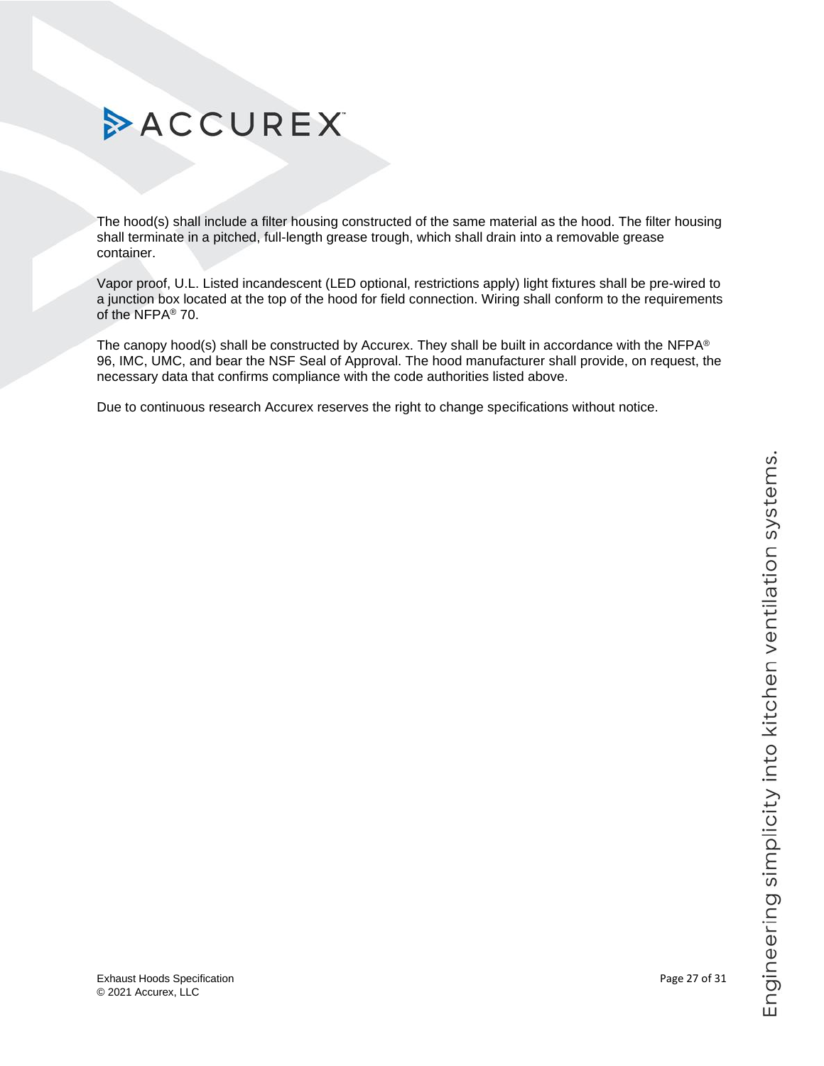The hood(s) shall include a filter housing constructed of the same material as the hood. The filter housing shall terminate in a pitched, full-length grease trough, which shall drain into a removable grease container.

Vapor proof, U.L. Listed incandescent (LED optional, restrictions apply) light fixtures shall be pre-wired to a junction box located at the top of the hood for field connection. Wiring shall conform to the requirements of the NFPA® 70.

The canopy hood(s) shall be constructed by Accurex. They shall be built in accordance with the NFPA® 96, IMC, UMC, and bear the NSF Seal of Approval. The hood manufacturer shall provide, on request, the necessary data that confirms compliance with the code authorities listed above.

Due to continuous research Accurex reserves the right to change specifications without notice.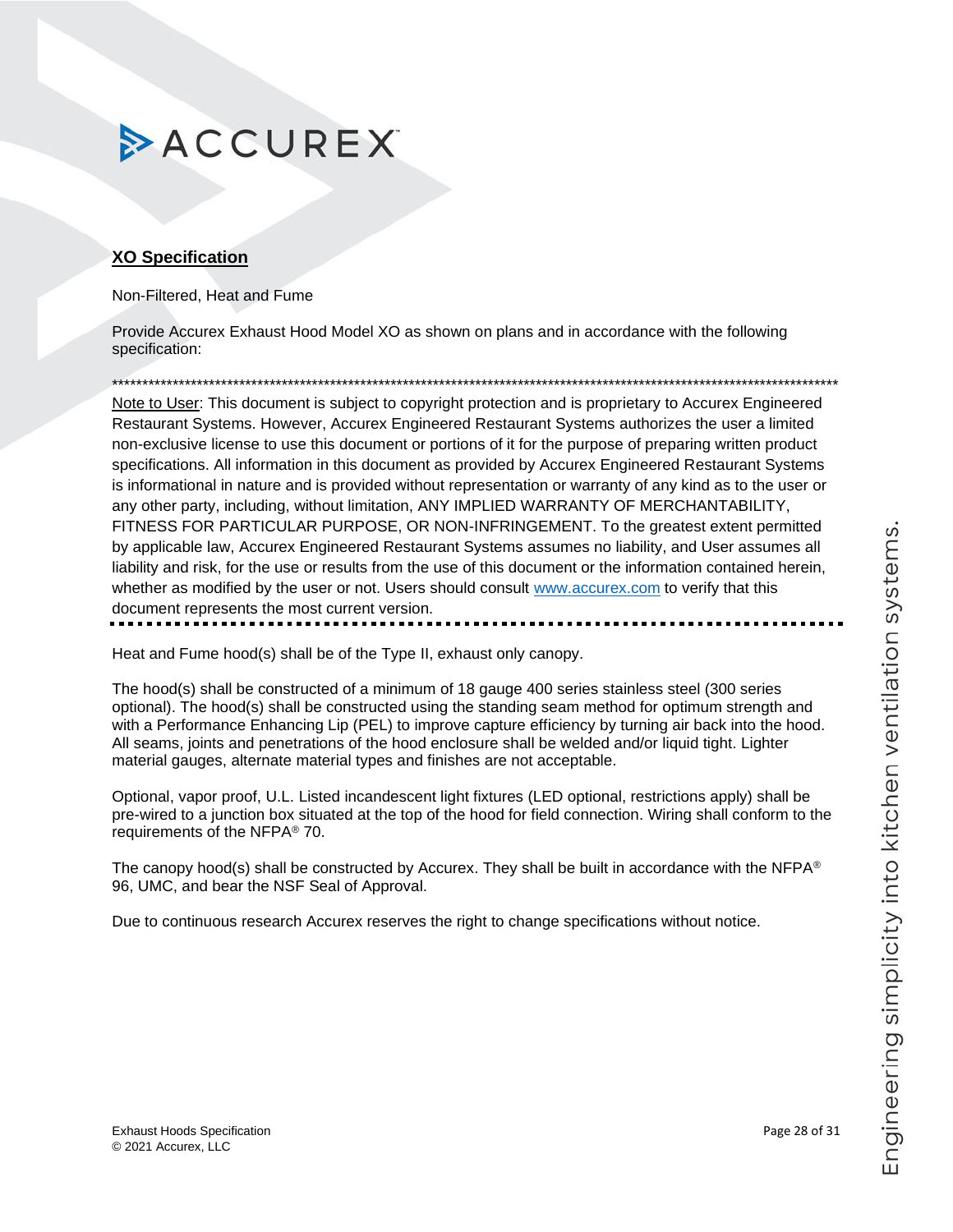## XO Specification

Non-Filtered, Heat and Fume

Provide Accurex Exhaust Hood Model XO as shown on plans and in accordance with the following specification:

****************************************************************************************************************************

Note to User: This document is subject to copyright protection and is proprietary to Accurex Engineered Restaurant Systems. However, Accurex Engineered Restaurant Systems authorizes the user a limited non-exclusive license to use this document or portions of it for the purpose of preparing written product specifications. All information in this document as provided by Accurex Engineered Restaurant Systems is informational in nature and is provided without representation or warranty of any kind as to the user or any other party, including, without limitation, ANY IMPLIED WARRANTY OF MERCHANTABILITY, FITNESS FOR PARTICULAR PURPOSE, OR NON-INFRINGEMENT. To the greatest extent permitted by applicable law, Accurex Engineered Restaurant Systems assumes no liability, and User assumes all liability and risk, for the use or results from the use of this document or the information contained herein, whether as modified by the user or not. Users should consult www.accurex.com to verify that this document represents the most current version.

---

Heat and Fume hood(s) shall be of the Type II, exhaust only canopy.

The hood(s) shall be constructed of a minimum of 18 gauge 400 series stainless steel (300 series optional). The hood(s) shall be constructed using the standing seam method for optimum strength and with a Performance Enhancing Lip (PEL) to improve capture efficiency by turning air back into the hood. All seams, joints and penetrations of the hood enclosure shall be welded and/or liquid tight. Lighter material gauges, alternate material types and finishes are not acceptable.

Optional, vapor proof, U.L. Listed incandescent light fixtures (LED optional, restrictions apply) shall be pre-wired to a junction box situated at the top of the hood for field connection. Wiring shall conform to the requirements of the NFPA® 70.

The canopy hood(s) shall be constructed by Accurex. They shall be built in accordance with the NFPA® 96, UMC, and bear the NSF Seal of Approval.

Due to continuous research Accurex reserves the right to change specifications without notice.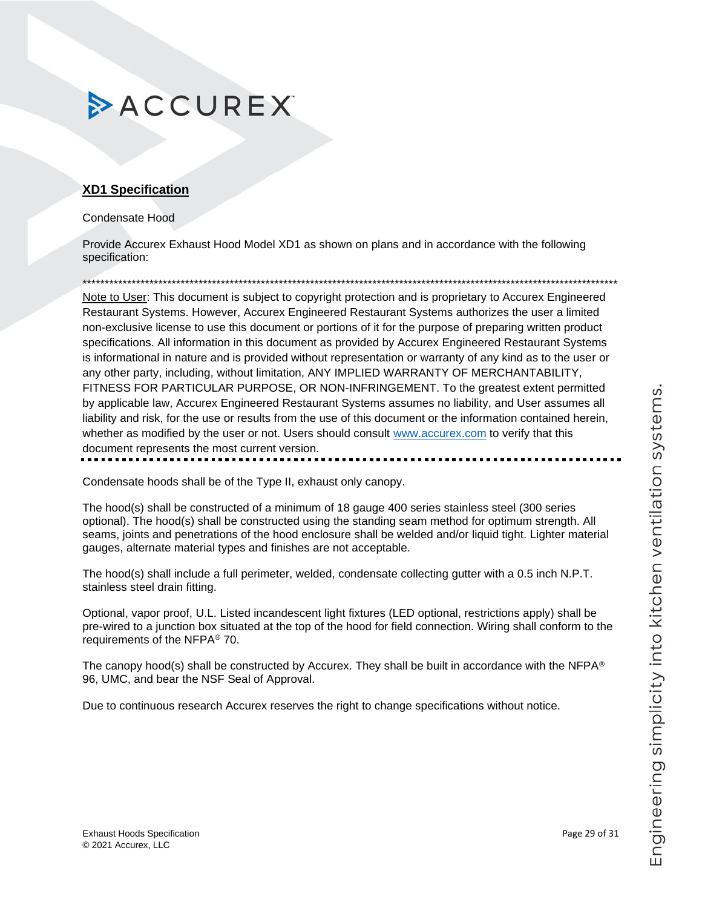## XD1 Specification

Condensate Hood

Provide Accurex Exhaust Hood Model XD1 as shown on plans and in accordance with the following specification:

**************************************************************************************************************************

Note to User: This document is subject to copyright protection and is proprietary to Accurex Engineered Restaurant Systems. However, Accurex Engineered Restaurant Systems authorizes the user a limited non-exclusive license to use this document or portions of it for the purpose of preparing written product specifications. All information in this document as provided by Accurex Engineered Restaurant Systems is informational in nature and is provided without representation or warranty of any kind as to the user or any other party, including, without limitation, ANY IMPLIED WARRANTY OF MERCHANTABILITY, FITNESS FOR PARTICULAR PURPOSE, OR NON-INFRINGEMENT. To the greatest extent permitted by applicable law, Accurex Engineered Restaurant Systems assumes no liability, and User assumes all liability and risk, for the use or results from the use of this document or the information contained herein, whether as modified by the user or not. Users should consult www.accurex.com to verify that this document represents the most current version.

---

Condensate hoods shall be of the Type II, exhaust only canopy.

The hood(s) shall be constructed of a minimum of 18 gauge 400 series stainless steel (300 series optional). The hood(s) shall be constructed using the standing seam method for optimum strength. All seams, joints and penetrations of the hood enclosure shall be welded and/or liquid tight. Lighter material gauges, alternate material types and finishes are not acceptable.

The hood(s) shall include a full perimeter, welded, condensate collecting gutter with a 0.5 inch N.P.T. stainless steel drain fitting.

Optional, vapor proof, U.L. Listed incandescent light fixtures (LED optional, restrictions apply) shall be pre-wired to a junction box situated at the top of the hood for field connection. Wiring shall conform to the requirements of the NFPA® 70.

The canopy hood(s) shall be constructed by Accurex. They shall be built in accordance with the NFPA® 96, UMC, and bear the NSF Seal of Approval.

Due to continuous research Accurex reserves the right to change specifications without notice.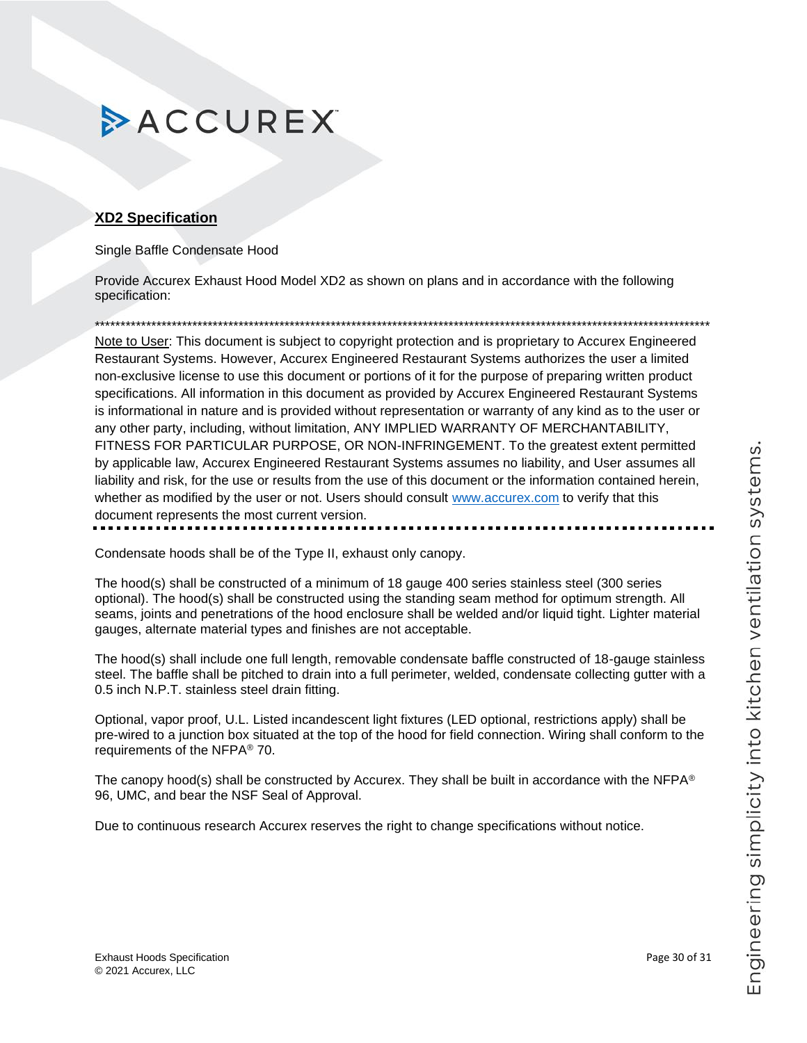ACCUREX

## XD2 Specification

Single Baffle Condensate Hood

Provide Accurex Exhaust Hood Model XD2 as shown on plans and in accordance with the following specification:

*************************************************************************************************************************

Note to User: This document is subject to copyright protection and is proprietary to Accurex Engineered Restaurant Systems. However, Accurex Engineered Restaurant Systems authorizes the user a limited non-exclusive license to use this document or portions of it for the purpose of preparing written product specifications. All information in this document as provided by Accurex Engineered Restaurant Systems is informational in nature and is provided without representation or warranty of any kind as to the user or any other party, including, without limitation, ANY IMPLIED WARRANTY OF MERCHANTABILITY, FITNESS FOR PARTICULAR PURPOSE, OR NON-INFRINGEMENT. To the greatest extent permitted by applicable law, Accurex Engineered Restaurant Systems assumes no liability, and User assumes all liability and risk, for the use or results from the use of this document or the information contained herein, whether as modified by the user or not. Users should consult www.accurex.com to verify that this document represents the most current version.

---

Condensate hoods shall be of the Type II, exhaust only canopy.

The hood(s) shall be constructed of a minimum of 18 gauge 400 series stainless steel (300 series optional). The hood(s) shall be constructed using the standing seam method for optimum strength. All seams, joints and penetrations of the hood enclosure shall be welded and/or liquid tight. Lighter material gauges, alternate material types and finishes are not acceptable.

The hood(s) shall include one full length, removable condensate baffle constructed of 18-gauge stainless steel. The baffle shall be pitched to drain into a full perimeter, welded, condensate collecting gutter with a 0.5 inch N.P.T. stainless steel drain fitting.

Optional, vapor proof, U.L. Listed incandescent light fixtures (LED optional, restrictions apply) shall be pre-wired to a junction box situated at the top of the hood for field connection. Wiring shall conform to the requirements of the NFPA® 70.

The canopy hood(s) shall be constructed by Accurex. They shall be built in accordance with the NFPA® 96, UMC, and bear the NSF Seal of Approval.

Due to continuous research Accurex reserves the right to change specifications without notice.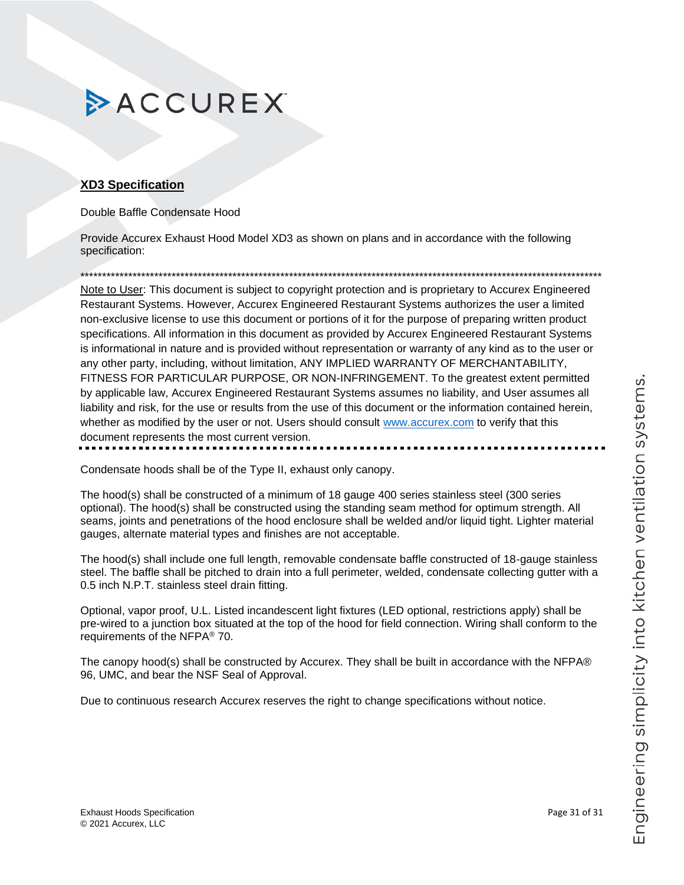ACCUREX

## XD3 Specification

Double Baffle Condensate Hood

Provide Accurex Exhaust Hood Model XD3 as shown on plans and in accordance with the following specification:

*******************************************************************************************************************

Note to User: This document is subject to copyright protection and is proprietary to Accurex Engineered Restaurant Systems. However, Accurex Engineered Restaurant Systems authorizes the user a limited non-exclusive license to use this document or portions of it for the purpose of preparing written product specifications. All information in this document as provided by Accurex Engineered Restaurant Systems is informational in nature and is provided without representation or warranty of any kind as to the user or any other party, including, without limitation, ANY IMPLIED WARRANTY OF MERCHANTABILITY, FITNESS FOR PARTICULAR PURPOSE, OR NON-INFRINGEMENT. To the greatest extent permitted by applicable law, Accurex Engineered Restaurant Systems assumes no liability, and User assumes all liability and risk, for the use or results from the use of this document or the information contained herein, whether as modified by the user or not. Users should consult www.accurex.com to verify that this document represents the most current version.

---

Condensate hoods shall be of the Type II, exhaust only canopy.

The hood(s) shall be constructed of a minimum of 18 gauge 400 series stainless steel (300 series optional). The hood(s) shall be constructed using the standing seam method for optimum strength. All seams, joints and penetrations of the hood enclosure shall be welded and/or liquid tight. Lighter material gauges, alternate material types and finishes are not acceptable.

The hood(s) shall include one full length, removable condensate baffle constructed of 18-gauge stainless steel. The baffle shall be pitched to drain into a full perimeter, welded, condensate collecting gutter with a 0.5 inch N.P.T. stainless steel drain fitting.

Optional, vapor proof, U.L. Listed incandescent light fixtures (LED optional, restrictions apply) shall be pre-wired to a junction box situated at the top of the hood for field connection. Wiring shall conform to the requirements of the NFPA® 70.

The canopy hood(s) shall be constructed by Accurex. They shall be built in accordance with the NFPA® 96, UMC, and bear the NSF Seal of Approval.

Due to continuous research Accurex reserves the right to change specifications without notice.

Exhaust Hoods Specification
© 2021 Accurex, LLC

Engineering simplicity into kitchen ventilation systems.